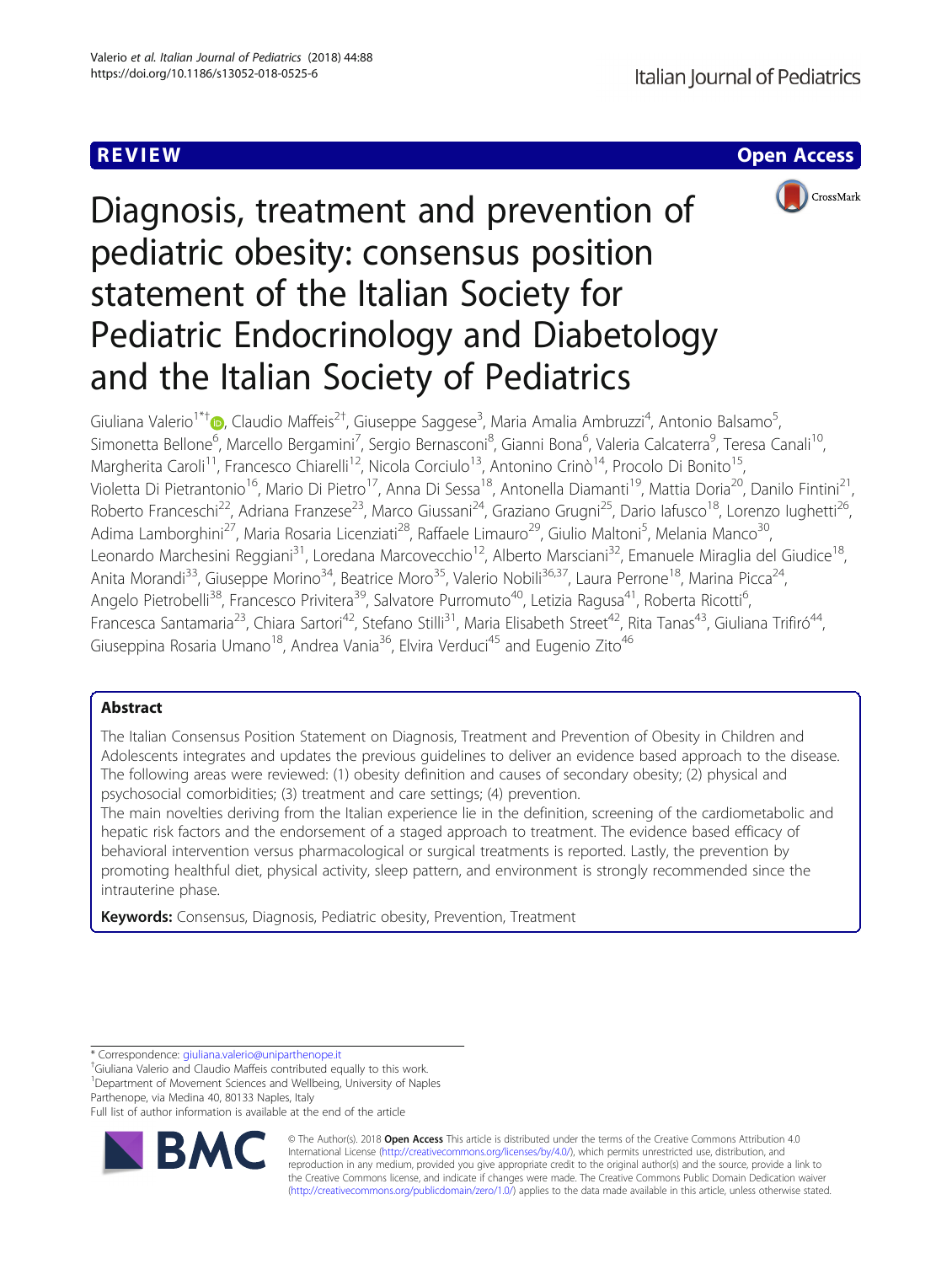REVIEW Open Access

# Diagnosis, treatment and prevention of pediatric obesity: consensus position statement of the Italian Society for Pediatric Endocrinology and Diabetology and the Italian Society of Pediatrics

Giuliana Valerio[1*†], Claudio Maffeis[2†], Giuseppe Saggese[3], Maria Amalia Ambruzzi[4], Antonio Balsamo[5], Simonetta Bellone[6], Marcello Bergamini[7], Sergio Bernasconi[8], Gianni Bona[6], Valeria Calcaterra[9], Teresa Canali[10], Margherita Caroli[11], Francesco Chiarelli[12], Nicola Corciulo[13], Antonino Crinò[14], Procolo Di Bonito[15], Violetta Di Pietrantonio[16], Mario Di Pietro[17], Anna Di Sessa[18], Antonella Diamanti[19], Mattia Doria[20], Danilo Fintini[21], Roberto Franceschi[22], Adriana Franzese[23], Marco Giussani[24], Graziano Grugni[25], Dario Iafusco[18], Lorenzo Iughetti[26], Adima Lamborghini[27], Maria Rosaria Licenziati[28], Raffaele Limauro[29], Giulio Maltoni[5], Melania Manco[30], Leonardo Marchesini Reggiani[31], Loredana Marcovecchio[12], Alberto Marsciani[32], Emanuele Miraglia del Giudice[18], Anita Morandi[33], Giuseppe Morino[34], Beatrice Moro[35], Valerio Nobili[36,37], Laura Perrone[18], Marina Picca[24], Angelo Pietrobelli[38], Francesco Privitera[39], Salvatore Purromuto[40], Letizia Ragusa[41], Roberta Ricotti[6], Francesca Santamaria[23], Chiara Sartori[42], Stefano Stilli[31], Maria Elisabeth Street[42], Rita Tanas[43], Giuliana Trifiró[44], Giuseppina Rosaria Umano[18], Andrea Vania[36], Elvira Verduci[45] and Eugenio Zito[46]

## Abstract

The Italian Consensus Position Statement on Diagnosis, Treatment and Prevention of Obesity in Children and Adolescents integrates and updates the previous guidelines to deliver an evidence based approach to the disease. The following areas were reviewed: (1) obesity definition and causes of secondary obesity; (2) physical and psychosocial comorbidities; (3) treatment and care settings; (4) prevention.

The main novelties deriving from the Italian experience lie in the definition, screening of the cardiometabolic and hepatic risk factors and the endorsement of a staged approach to treatment. The evidence based efficacy of behavioral intervention versus pharmacological or surgical treatments is reported. Lastly, the prevention by promoting healthful diet, physical activity, sleep pattern, and environment is strongly recommended since the intrauterine phase.

**Keywords:** Consensus, Diagnosis, Pediatric obesity, Prevention, Treatment

---

\* Correspondence: giuliana.valerio@uniparthenope.it

†Giuliana Valerio and Claudio Maffeis contributed equally to this work.

[1]Department of Movement Sciences and Wellbeing, University of Naples Parthenope, via Medina 40, 80133 Naples, Italy

Full list of author information is available at the end of the article

© The Author(s). 2018 **Open Access** This article is distributed under the terms of the Creative Commons Attribution 4.0 International License (http://creativecommons.org/licenses/by/4.0/), which permits unrestricted use, distribution, and reproduction in any medium, provided you give appropriate credit to the original author(s) and the source, provide a link to the Creative Commons license, and indicate if changes were made. The Creative Commons Public Domain Dedication waiver (http://creativecommons.org/publicdomain/zero/1.0/) applies to the data made available in this article, unless otherwise stated.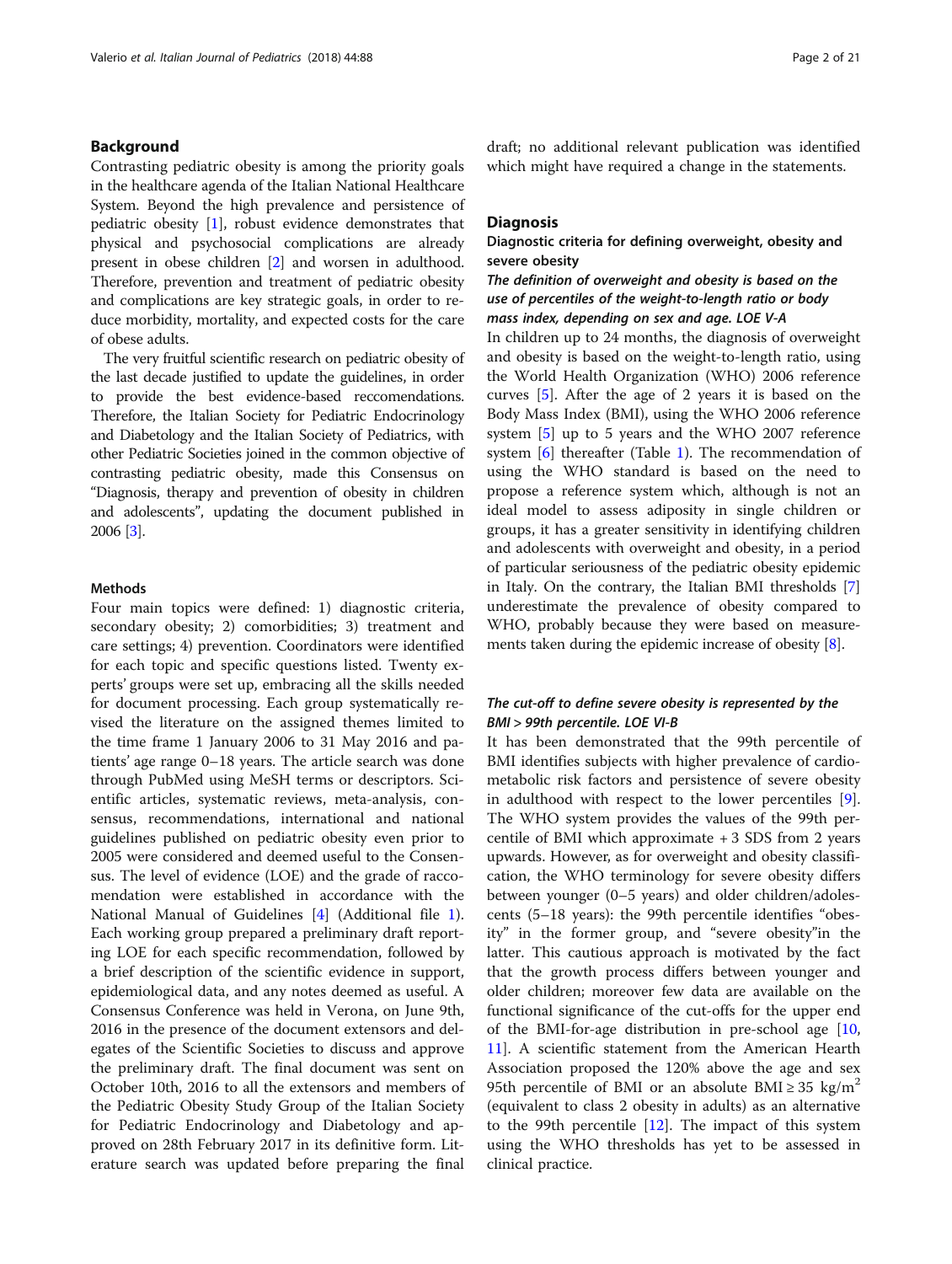## Background

Contrasting pediatric obesity is among the priority goals in the healthcare agenda of the Italian National Healthcare System. Beyond the high prevalence and persistence of pediatric obesity [1], robust evidence demonstrates that physical and psychosocial complications are already present in obese children [2] and worsen in adulthood. Therefore, prevention and treatment of pediatric obesity and complications are key strategic goals, in order to reduce morbidity, mortality, and expected costs for the care of obese adults.

The very fruitful scientific research on pediatric obesity of the last decade justified to update the guidelines, in order to provide the best evidence-based reccomendations. Therefore, the Italian Society for Pediatric Endocrinology and Diabetology and the Italian Society of Pediatrics, with other Pediatric Societies joined in the common objective of contrasting pediatric obesity, made this Consensus on "Diagnosis, therapy and prevention of obesity in children and adolescents", updating the document published in 2006 [3].

### Methods

Four main topics were defined: 1) diagnostic criteria, secondary obesity; 2) comorbidities; 3) treatment and care settings; 4) prevention. Coordinators were identified for each topic and specific questions listed. Twenty experts' groups were set up, embracing all the skills needed for document processing. Each group systematically revised the literature on the assigned themes limited to the time frame 1 January 2006 to 31 May 2016 and patients' age range 0–18 years. The article search was done through PubMed using MeSH terms or descriptors. Scientific articles, systematic reviews, meta-analysis, consensus, recommendations, international and national guidelines published on pediatric obesity even prior to 2005 were considered and deemed useful to the Consensus. The level of evidence (LOE) and the grade of raccomendation were established in accordance with the National Manual of Guidelines [4] (Additional file 1). Each working group prepared a preliminary draft reporting LOE for each specific recommendation, followed by a brief description of the scientific evidence in support, epidemiological data, and any notes deemed as useful. A Consensus Conference was held in Verona, on June 9th, 2016 in the presence of the document extensors and delegates of the Scientific Societies to discuss and approve the preliminary draft. The final document was sent on October 10th, 2016 to all the extensors and members of the Pediatric Obesity Study Group of the Italian Society for Pediatric Endocrinology and Diabetology and approved on 28th February 2017 in its definitive form. Literature search was updated before preparing the final draft; no additional relevant publication was identified which might have required a change in the statements.

## Diagnosis

### Diagnostic criteria for defining overweight, obesity and severe obesity

#### *The definition of overweight and obesity is based on the use of percentiles of the weight-to-length ratio or body mass index, depending on sex and age. LOE V-A*

In children up to 24 months, the diagnosis of overweight and obesity is based on the weight-to-length ratio, using the World Health Organization (WHO) 2006 reference curves [5]. After the age of 2 years it is based on the Body Mass Index (BMI), using the WHO 2006 reference system [5] up to 5 years and the WHO 2007 reference system [6] thereafter (Table 1). The recommendation of using the WHO standard is based on the need to propose a reference system which, although is not an ideal model to assess adiposity in single children or groups, it has a greater sensitivity in identifying children and adolescents with overweight and obesity, in a period of particular seriousness of the pediatric obesity epidemic in Italy. On the contrary, the Italian BMI thresholds [7] underestimate the prevalence of obesity compared to WHO, probably because they were based on measurements taken during the epidemic increase of obesity [8].

#### *The cut-off to define severe obesity is represented by the BMI > 99th percentile. LOE VI-B*

It has been demonstrated that the 99th percentile of BMI identifies subjects with higher prevalence of cardiometabolic risk factors and persistence of severe obesity in adulthood with respect to the lower percentiles [9]. The WHO system provides the values of the 99th percentile of BMI which approximate + 3 SDS from 2 years upwards. However, as for overweight and obesity classification, the WHO terminology for severe obesity differs between younger (0–5 years) and older children/adolescents (5–18 years): the 99th percentile identifies "obesity" in the former group, and "severe obesity"in the latter. This cautious approach is motivated by the fact that the growth process differs between younger and older children; moreover few data are available on the functional significance of the cut-offs for the upper end of the BMI-for-age distribution in pre-school age [10, 11]. A scientific statement from the American Hearth Association proposed the 120% above the age and sex 95th percentile of BMI or an absolute BMI ≥ 35 $kg/m^2$ (equivalent to class 2 obesity in adults) as an alternative to the 99th percentile [12]. The impact of this system using the WHO thresholds has yet to be assessed in clinical practice.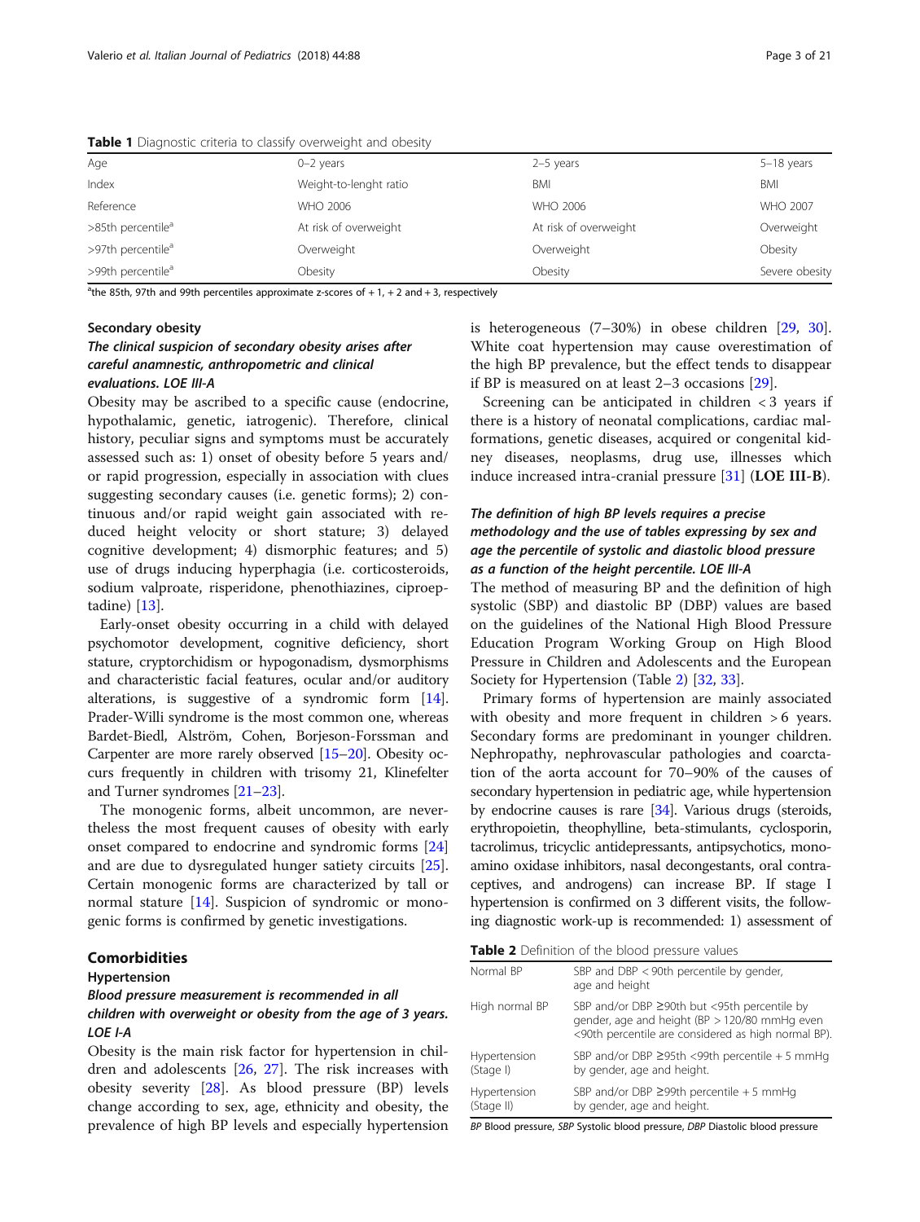**Table 1** Diagnostic criteria to classify overweight and obesity

| Age | 0–2 years | 2–5 years | 5–18 years |
|---|---|---|---|
| Index | Weight-to-lenght ratio | BMI | BMI |
| Reference | WHO 2006 | WHO 2006 | WHO 2007 |
| >85th percentile[a] | At risk of overweight | At risk of overweight | Overweight |
| >97th percentile[a] | Overweight | Overweight | Obesity |
| >99th percentile[a] | Obesity | Obesity | Severe obesity |

[a]the 85th, 97th and 99th percentiles approximate z-scores of + 1, + 2 and + 3, respectively

### Secondary obesity

***The clinical suspicion of secondary obesity arises after careful anamnestic, anthropometric and clinical evaluations. LOE III-A***

Obesity may be ascribed to a specific cause (endocrine, hypothalamic, genetic, iatrogenic). Therefore, clinical history, peculiar signs and symptoms must be accurately assessed such as: 1) onset of obesity before 5 years and/or rapid progression, especially in association with clues suggesting secondary causes (i.e. genetic forms); 2) continuous and/or rapid weight gain associated with reduced height velocity or short stature; 3) delayed cognitive development; 4) dismorphic features; and 5) use of drugs inducing hyperphagia (i.e. corticosteroids, sodium valproate, risperidone, phenothiazines, ciproeptadine) [13].

Early-onset obesity occurring in a child with delayed psychomotor development, cognitive deficiency, short stature, cryptorchidism or hypogonadism, dysmorphisms and characteristic facial features, ocular and/or auditory alterations, is suggestive of a syndromic form [14]. Prader-Willi syndrome is the most common one, whereas Bardet-Biedl, Alström, Cohen, Borjeson-Forssman and Carpenter are more rarely observed [15–20]. Obesity occurs frequently in children with trisomy 21, Klinefelter and Turner syndromes [21–23].

The monogenic forms, albeit uncommon, are nevertheless the most frequent causes of obesity with early onset compared to endocrine and syndromic forms [24] and are due to dysregulated hunger satiety circuits [25]. Certain monogenic forms are characterized by tall or normal stature [14]. Suspicion of syndromic or monogenic forms is confirmed by genetic investigations.

## Comorbidities

### Hypertension

***Blood pressure measurement is recommended in all children with overweight or obesity from the age of 3 years. LOE I-A***

Obesity is the main risk factor for hypertension in children and adolescents [26, 27]. The risk increases with obesity severity [28]. As blood pressure (BP) levels change according to sex, age, ethnicity and obesity, the prevalence of high BP levels and especially hypertension is heterogeneous (7–30%) in obese children [29, 30]. White coat hypertension may cause overestimation of the high BP prevalence, but the effect tends to disappear if BP is measured on at least 2–3 occasions [29].

Screening can be anticipated in children < 3 years if there is a history of neonatal complications, cardiac malformations, genetic diseases, acquired or congenital kidney diseases, neoplasms, drug use, illnesses which induce increased intra-cranial pressure [31] (**LOE III-B**).

***The definition of high BP levels requires a precise methodology and the use of tables expressing by sex and age the percentile of systolic and diastolic blood pressure as a function of the height percentile. LOE III-A***

The method of measuring BP and the definition of high systolic (SBP) and diastolic BP (DBP) values are based on the guidelines of the National High Blood Pressure Education Program Working Group on High Blood Pressure in Children and Adolescents and the European Society for Hypertension (Table 2) [32, 33].

Primary forms of hypertension are mainly associated with obesity and more frequent in children > 6 years. Secondary forms are predominant in younger children. Nephropathy, nephrovascular pathologies and coarctation of the aorta account for 70–90% of the causes of secondary hypertension in pediatric age, while hypertension by endocrine causes is rare [34]. Various drugs (steroids, erythropoietin, theophylline, beta-stimulants, cyclosporin, tacrolimus, tricyclic antidepressants, antipsychotics, monoamino oxidase inhibitors, nasal decongestants, oral contraceptives, and androgens) can increase BP. If stage I hypertension is confirmed on 3 different visits, the following diagnostic work-up is recommended: 1) assessment of

**Table 2** Definition of the blood pressure values

| | |
|---|---|
| Normal BP | SBP and DBP < 90th percentile by gender, age and height |
| High normal BP | SBP and/or DBP ≥90th but <95th percentile by gender, age and height (BP > 120/80 mmHg even <90th percentile are considered as high normal BP). |
| Hypertension (Stage I) | SBP and/or DBP ≥95th <99th percentile + 5 mmHg by gender, age and height. |
| Hypertension (Stage II) | SBP and/or DBP ≥99th percentile + 5 mmHg by gender, age and height. |

*BP* Blood pressure, *SBP* Systolic blood pressure, *DBP* Diastolic blood pressure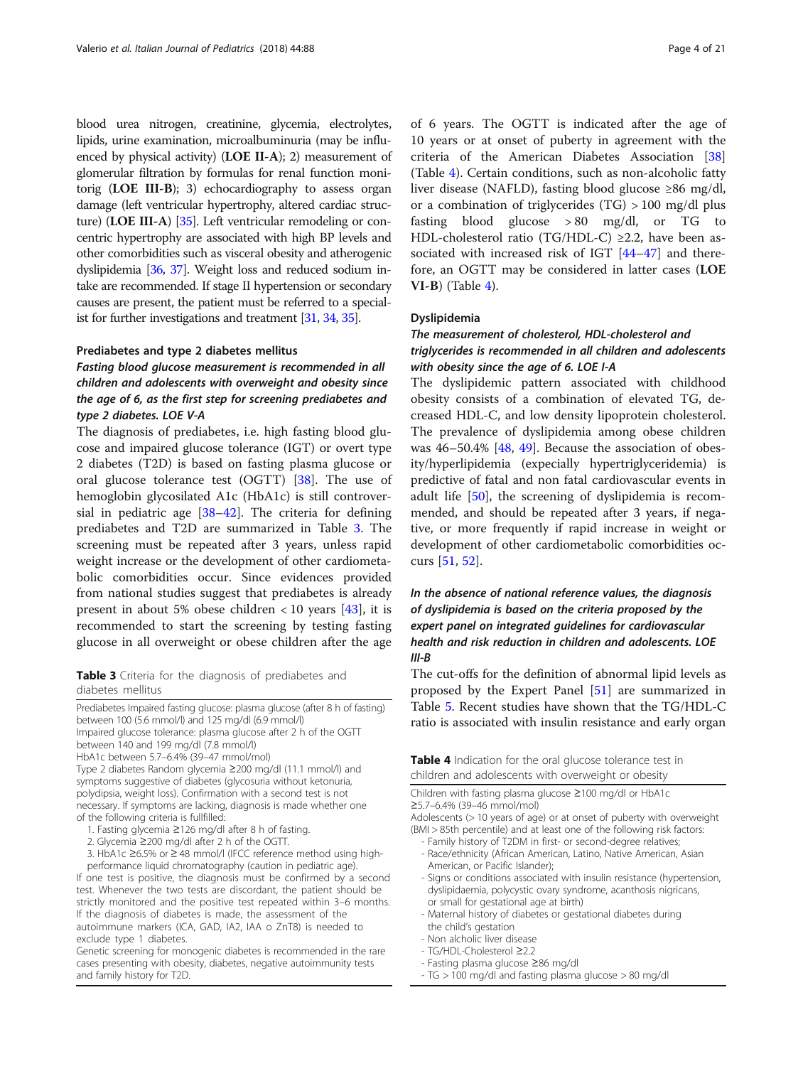blood urea nitrogen, creatinine, glycemia, electrolytes, lipids, urine examination, microalbuminuria (may be influenced by physical activity) (**LOE II-A**); 2) measurement of glomerular filtration by formulas for renal function monitorig (**LOE III-B**); 3) echocardiography to assess organ damage (left ventricular hypertrophy, altered cardiac structure) (**LOE III-A**) [35]. Left ventricular remodeling or concentric hypertrophy are associated with high BP levels and other comorbidities such as visceral obesity and atherogenic dyslipidemia [36, 37]. Weight loss and reduced sodium intake are recommended. If stage II hypertension or secondary causes are present, the patient must be referred to a specialist for further investigations and treatment [31, 34, 35].

### Prediabetes and type 2 diabetes mellitus

#### *Fasting blood glucose measurement is recommended in all children and adolescents with overweight and obesity since the age of 6, as the first step for screening prediabetes and type 2 diabetes. LOE V-A*

The diagnosis of prediabetes, i.e. high fasting blood glucose and impaired glucose tolerance (IGT) or overt type 2 diabetes (T2D) is based on fasting plasma glucose or oral glucose tolerance test (OGTT) [38]. The use of hemoglobin glycosilated A1c (HbA1c) is still controversial in pediatric age [38–42]. The criteria for defining prediabetes and T2D are summarized in Table 3. The screening must be repeated after 3 years, unless rapid weight increase or the development of other cardiometabolic comorbidities occur. Since evidences provided from national studies suggest that prediabetes is already present in about 5% obese children < 10 years [43], it is recommended to start the screening by testing fasting glucose in all overweight or obese children after the age of 6 years. The OGTT is indicated after the age of 10 years or at onset of puberty in agreement with the criteria of the American Diabetes Association [38] (Table 4). Certain conditions, such as non-alcoholic fatty liver disease (NAFLD), fasting blood glucose ≥86 mg/dl, or a combination of triglycerides (TG) > 100 mg/dl plus fasting blood glucose > 80 mg/dl, or TG to HDL-cholesterol ratio (TG/HDL-C) ≥2.2, have been associated with increased risk of IGT [44–47] and therefore, an OGTT may be considered in latter cases (**LOE VI-B**) (Table 4).

**Table 3** Criteria for the diagnosis of prediabetes and diabetes mellitus

Prediabetes Impaired fasting glucose: plasma glucose (after 8 h of fasting) between 100 (5.6 mmol/l) and 125 mg/dl (6.9 mmol/l)
Impaired glucose tolerance: plasma glucose after 2 h of the OGTT between 140 and 199 mg/dl (7.8 mmol/l)
HbA1c between 5.7–6.4% (39–47 mmol/mol)
Type 2 diabetes Random glycemia ≥200 mg/dl (11.1 mmol/l) and symptoms suggestive of diabetes (glycosuria without ketonuria, polydipsia, weight loss). Confirmation with a second test is not necessary. If symptoms are lacking, diagnosis is made whether one of the following criteria is fullfilled:

1. Fasting glycemia ≥126 mg/dl after 8 h of fasting.
2. Glycemia ≥200 mg/dl after 2 h of the OGTT.
3. HbA1c ≥6.5% or ≥ 48 mmol/l (IFCC reference method using high-performance liquid chromatography (caution in pediatric age).

If one test is positive, the diagnosis must be confirmed by a second test. Whenever the two tests are discordant, the patient should be strictly monitored and the positive test repeated within 3–6 months. If the diagnosis of diabetes is made, the assessment of the autoimmune markers (ICA, GAD, IA2, IAA o ZnT8) is needed to exclude type 1 diabetes.
Genetic screening for monogenic diabetes is recommended in the rare cases presenting with obesity, diabetes, negative autoimmunity tests and family history for T2D.

### Dyslipidemia

#### *The measurement of cholesterol, HDL-cholesterol and triglycerides is recommended in all children and adolescents with obesity since the age of 6. LOE I-A*

The dyslipidemic pattern associated with childhood obesity consists of a combination of elevated TG, decreased HDL-C, and low density lipoprotein cholesterol. The prevalence of dyslipidemia among obese children was 46–50.4% [48, 49]. Because the association of obesity/hyperlipidemia (expecially hypertriglyceridemia) is predictive of fatal and non fatal cardiovascular events in adult life [50], the screening of dyslipidemia is recommended, and should be repeated after 3 years, if negative, or more frequently if rapid increase in weight or development of other cardiometabolic comorbidities occurs [51, 52].

#### *In the absence of national reference values, the diagnosis of dyslipidemia is based on the criteria proposed by the expert panel on integrated guidelines for cardiovascular health and risk reduction in children and adolescents. LOE III-B*

The cut-offs for the definition of abnormal lipid levels as proposed by the Expert Panel [51] are summarized in Table 5. Recent studies have shown that the TG/HDL-C ratio is associated with insulin resistance and early organ

**Table 4** Indication for the oral glucose tolerance test in children and adolescents with overweight or obesity

Children with fasting plasma glucose ≥100 mg/dl or HbA1c ≥5.7–6.4% (39–46 mmol/mol)
Adolescents (> 10 years of age) or at onset of puberty with overweight (BMI > 85th percentile) and at least one of the following risk factors:

- Family history of T2DM in first- or second-degree relatives;
- Race/ethnicity (African American, Latino, Native American, Asian American, or Pacific Islander);
- Signs or conditions associated with insulin resistance (hypertension, dyslipidaemia, polycystic ovary syndrome, acanthosis nigricans, or small for gestational age at birth)
- Maternal history of diabetes or gestational diabetes during the child's gestation
- Non alcholic liver disease
- TG/HDL-Cholesterol ≥2.2
- Fasting plasma glucose ≥86 mg/dl
- TG > 100 mg/dl and fasting plasma glucose > 80 mg/dl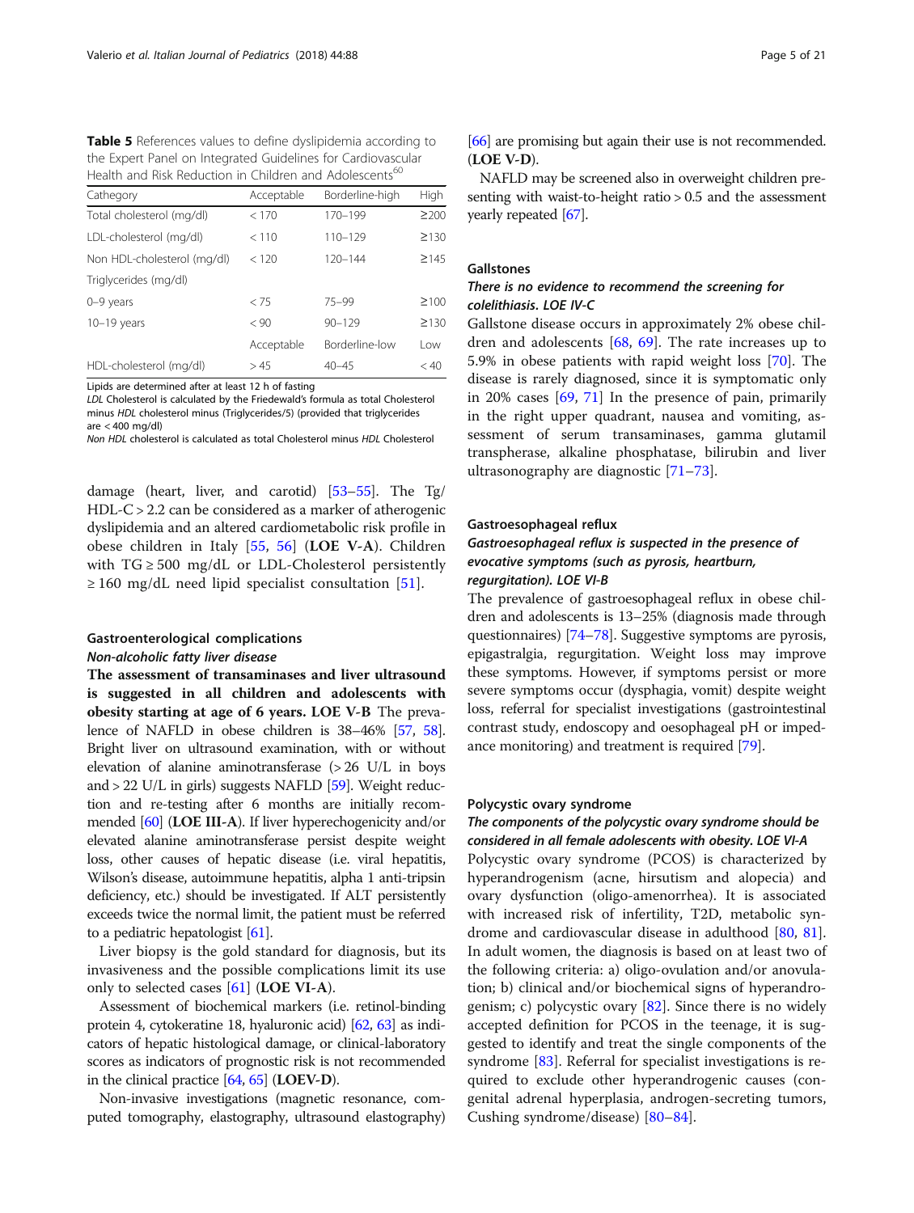**Table 5** References values to define dyslipidemia according to the Expert Panel on Integrated Guidelines for Cardiovascular Health and Risk Reduction in Children and Adolescents[60]

| Cathegory | Acceptable | Borderline-high | High |
|---|---|---|---|
| Total cholesterol (mg/dl) | < 170 | 170–199 | ≥200 |
| LDL-cholesterol (mg/dl) | < 110 | 110–129 | ≥130 |
| Non HDL-cholesterol (mg/dl) | < 120 | 120–144 | ≥145 |
| Triglycerides (mg/dl) | | | |
| 0–9 years | < 75 | 75–99 | ≥100 |
| 10–19 years | < 90 | 90–129 | ≥130 |
| | Acceptable | Borderline-low | Low |
| HDL-cholesterol (mg/dl) | > 45 | 40–45 | < 40 |

Lipids are determined after at least 12 h of fasting
*LDL* Cholesterol is calculated by the Friedewald's formula as total Cholesterol minus *HDL* cholesterol minus (Triglycerides/5) (provided that triglycerides are < 400 mg/dl)
*Non HDL* cholesterol is calculated as total Cholesterol minus *HDL* Cholesterol

damage (heart, liver, and carotid) [53–55]. The Tg/HDL-C > 2.2 can be considered as a marker of atherogenic dyslipidemia and an altered cardiometabolic risk profile in obese children in Italy [55, 56] (**LOE V-A**). Children with TG ≥ 500 mg/dL or LDL-Cholesterol persistently ≥ 160 mg/dL need lipid specialist consultation [51].

### Gastroenterological complications

#### *Non-alcoholic fatty liver disease*

**The assessment of transaminases and liver ultrasound is suggested in all children and adolescents with obesity starting at age of 6 years. LOE V-B** The prevalence of NAFLD in obese children is 38–46% [57, 58]. Bright liver on ultrasound examination, with or without elevation of alanine aminotransferase (> 26 U/L in boys and > 22 U/L in girls) suggests NAFLD [59]. Weight reduction and re-testing after 6 months are initially recommended [60] (**LOE III-A**). If liver hyperechogenicity and/or elevated alanine aminotransferase persist despite weight loss, other causes of hepatic disease (i.e. viral hepatitis, Wilson's disease, autoimmune hepatitis, alpha 1 anti-tripsin deficiency, etc.) should be investigated. If ALT persistently exceeds twice the normal limit, the patient must be referred to a pediatric hepatologist [61].

Liver biopsy is the gold standard for diagnosis, but its invasiveness and the possible complications limit its use only to selected cases [61] (**LOE VI-A**).

Assessment of biochemical markers (i.e. retinol-binding protein 4, cytokeratine 18, hyaluronic acid) [62, 63] as indicators of hepatic histological damage, or clinical-laboratory scores as indicators of prognostic risk is not recommended in the clinical practice [64, 65] (**LOEV-D**).

Non-invasive investigations (magnetic resonance, computed tomography, elastography, ultrasound elastography) [66] are promising but again their use is not recommended. (**LOE V-D**).

NAFLD may be screened also in overweight children presenting with waist-to-height ratio > 0.5 and the assessment yearly repeated [67].

### Gallstones

#### *There is no evidence to recommend the screening for colelithiasis. LOE IV-C*

Gallstone disease occurs in approximately 2% obese children and adolescents [68, 69]. The rate increases up to 5.9% in obese patients with rapid weight loss [70]. The disease is rarely diagnosed, since it is symptomatic only in 20% cases [69, 71] In the presence of pain, primarily in the right upper quadrant, nausea and vomiting, assessment of serum transaminases, gamma glutamil transpherase, alkaline phosphatase, bilirubin and liver ultrasonography are diagnostic [71–73].

### Gastroesophageal reflux

#### *Gastroesophageal reflux is suspected in the presence of evocative symptoms (such as pyrosis, heartburn, regurgitation). LOE VI-B*

The prevalence of gastroesophageal reflux in obese children and adolescents is 13–25% (diagnosis made through questionnaires) [74–78]. Suggestive symptoms are pyrosis, epigastralgia, regurgitation. Weight loss may improve these symptoms. However, if symptoms persist or more severe symptoms occur (dysphagia, vomit) despite weight loss, referral for specialist investigations (gastrointestinal contrast study, endoscopy and oesophageal pH or impedance monitoring) and treatment is required [79].

### Polycystic ovary syndrome

#### *The components of the polycystic ovary syndrome should be considered in all female adolescents with obesity. LOE VI-A*

Polycystic ovary syndrome (PCOS) is characterized by hyperandrogenism (acne, hirsutism and alopecia) and ovary dysfunction (oligo-amenorrhea). It is associated with increased risk of infertility, T2D, metabolic syndrome and cardiovascular disease in adulthood [80, 81]. In adult women, the diagnosis is based on at least two of the following criteria: a) oligo-ovulation and/or anovulation; b) clinical and/or biochemical signs of hyperandrogenism; c) polycystic ovary [82]. Since there is no widely accepted definition for PCOS in the teenage, it is suggested to identify and treat the single components of the syndrome [83]. Referral for specialist investigations is required to exclude other hyperandrogenic causes (congenital adrenal hyperplasia, androgen-secreting tumors, Cushing syndrome/disease) [80–84].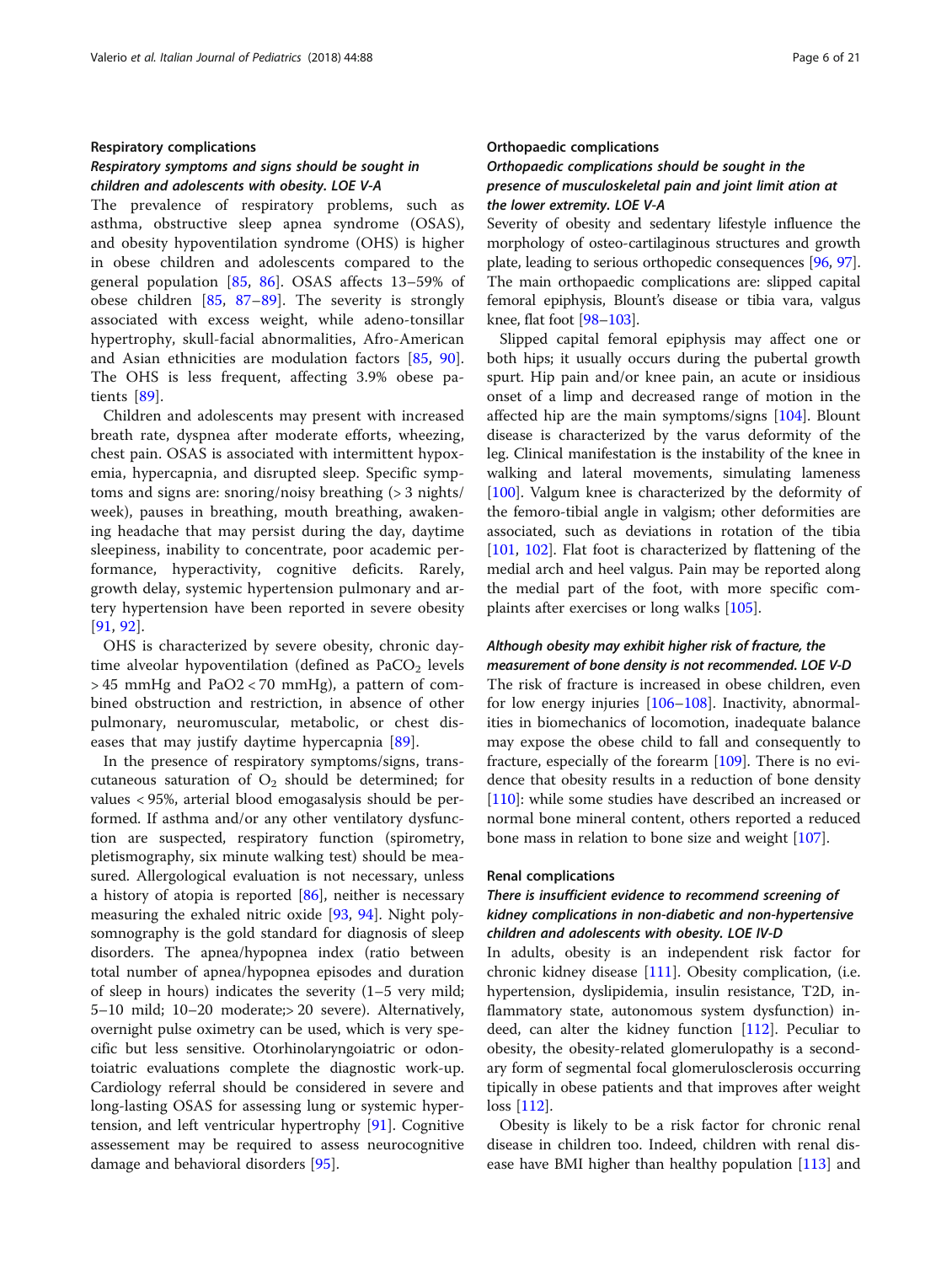### Respiratory complications

#### *Respiratory symptoms and signs should be sought in children and adolescents with obesity. LOE V-A*

The prevalence of respiratory problems, such as asthma, obstructive sleep apnea syndrome (OSAS), and obesity hypoventilation syndrome (OHS) is higher in obese children and adolescents compared to the general population [85, 86]. OSAS affects 13–59% of obese children [85, 87–89]. The severity is strongly associated with excess weight, while adeno-tonsillar hypertrophy, skull-facial abnormalities, Afro-American and Asian ethnicities are modulation factors [85, 90]. The OHS is less frequent, affecting 3.9% obese patients [89].

Children and adolescents may present with increased breath rate, dyspnea after moderate efforts, wheezing, chest pain. OSAS is associated with intermittent hypoxemia, hypercapnia, and disrupted sleep. Specific symptoms and signs are: snoring/noisy breathing (> 3 nights/ week), pauses in breathing, mouth breathing, awakening headache that may persist during the day, daytime sleepiness, inability to concentrate, poor academic performance, hyperactivity, cognitive deficits. Rarely, growth delay, systemic hypertension pulmonary and artery hypertension have been reported in severe obesity [91, 92].

OHS is characterized by severe obesity, chronic daytime alveolar hypoventilation (defined as $PaCO_2$ levels > 45 mmHg and PaO2 < 70 mmHg), a pattern of combined obstruction and restriction, in absence of other pulmonary, neuromuscular, metabolic, or chest diseases that may justify daytime hypercapnia [89].

In the presence of respiratory symptoms/signs, transcutaneous saturation of $O_2$ should be determined; for values < 95%, arterial blood emogasalysis should be performed. If asthma and/or any other ventilatory dysfunction are suspected, respiratory function (spirometry, pletismography, six minute walking test) should be measured. Allergological evaluation is not necessary, unless a history of atopia is reported [86], neither is necessary measuring the exhaled nitric oxide [93, 94]. Night polysomnography is the gold standard for diagnosis of sleep disorders. The apnea/hypopnea index (ratio between total number of apnea/hypopnea episodes and duration of sleep in hours) indicates the severity (1–5 very mild; 5–10 mild; 10–20 moderate;> 20 severe). Alternatively, overnight pulse oximetry can be used, which is very specific but less sensitive. Otorhinolaryngoiatric or odontoiatric evaluations complete the diagnostic work-up. Cardiology referral should be considered in severe and long-lasting OSAS for assessing lung or systemic hypertension, and left ventricular hypertrophy [91]. Cognitive assessement may be required to assess neurocognitive damage and behavioral disorders [95].

### Orthopaedic complications

#### *Orthopaedic complications should be sought in the presence of musculoskeletal pain and joint limit ation at the lower extremity. LOE V-A*

Severity of obesity and sedentary lifestyle influence the morphology of osteo-cartilaginous structures and growth plate, leading to serious orthopedic consequences [96, 97]. The main orthopaedic complications are: slipped capital femoral epiphysis, Blount's disease or tibia vara, valgus knee, flat foot [98–103].

Slipped capital femoral epiphysis may affect one or both hips; it usually occurs during the pubertal growth spurt. Hip pain and/or knee pain, an acute or insidious onset of a limp and decreased range of motion in the affected hip are the main symptoms/signs [104]. Blount disease is characterized by the varus deformity of the leg. Clinical manifestation is the instability of the knee in walking and lateral movements, simulating lameness [100]. Valgum knee is characterized by the deformity of the femoro-tibial angle in valgism; other deformities are associated, such as deviations in rotation of the tibia [101, 102]. Flat foot is characterized by flattening of the medial arch and heel valgus. Pain may be reported along the medial part of the foot, with more specific complaints after exercises or long walks [105].

#### *Although obesity may exhibit higher risk of fracture, the measurement of bone density is not recommended. LOE V-D*

The risk of fracture is increased in obese children, even for low energy injuries [106–108]. Inactivity, abnormalities in biomechanics of locomotion, inadequate balance may expose the obese child to fall and consequently to fracture, especially of the forearm [109]. There is no evidence that obesity results in a reduction of bone density [110]: while some studies have described an increased or normal bone mineral content, others reported a reduced bone mass in relation to bone size and weight [107].

### Renal complications

#### *There is insufficient evidence to recommend screening of kidney complications in non-diabetic and non-hypertensive children and adolescents with obesity. LOE IV-D*

In adults, obesity is an independent risk factor for chronic kidney disease [111]. Obesity complication, (i.e. hypertension, dyslipidemia, insulin resistance, T2D, inflammatory state, autonomous system dysfunction) indeed, can alter the kidney function [112]. Peculiar to obesity, the obesity-related glomerulopathy is a secondary form of segmental focal glomerulosclerosis occurring typically in obese patients and that improves after weight loss [112].

Obesity is likely to be a risk factor for chronic renal disease in children too. Indeed, children with renal disease have BMI higher than healthy population [113] and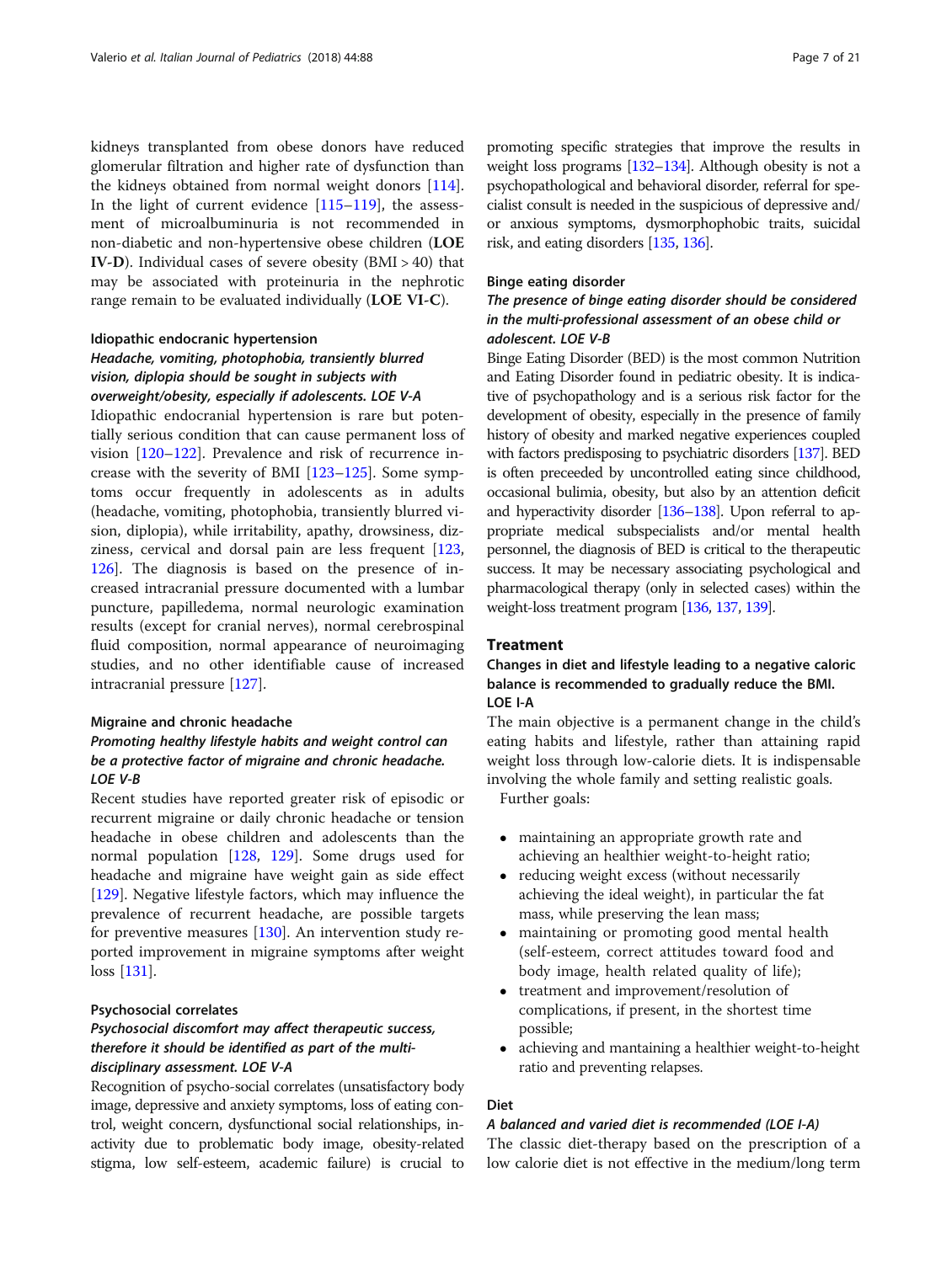kidneys transplanted from obese donors have reduced glomerular filtration and higher rate of dysfunction than the kidneys obtained from normal weight donors [114]. In the light of current evidence [115–119], the assessment of microalbuminuria is not recommended in non-diabetic and non-hypertensive obese children (**LOE IV-D**). Individual cases of severe obesity (BMI > 40) that may be associated with proteinuria in the nephrotic range remain to be evaluated individually (**LOE VI-C**).

#### Idiopathic endocranic hypertension

***Headache, vomiting, photophobia, transiently blurred vision, diplopia should be sought in subjects with overweight/obesity, especially if adolescents. LOE V-A***

Idiopathic endocranial hypertension is rare but potentially serious condition that can cause permanent loss of vision [120–122]. Prevalence and risk of recurrence increase with the severity of BMI [123–125]. Some symptoms occur frequently in adolescents as in adults (headache, vomiting, photophobia, transiently blurred vision, diplopia), while irritability, apathy, drowsiness, dizziness, cervical and dorsal pain are less frequent [123, 126]. The diagnosis is based on the presence of increased intracranial pressure documented with a lumbar puncture, papilledema, normal neurologic examination results (except for cranial nerves), normal cerebrospinal fluid composition, normal appearance of neuroimaging studies, and no other identifiable cause of increased intracranial pressure [127].

#### Migraine and chronic headache

***Promoting healthy lifestyle habits and weight control can be a protective factor of migraine and chronic headache. LOE V-B***

Recent studies have reported greater risk of episodic or recurrent migraine or daily chronic headache or tension headache in obese children and adolescents than the normal population [128, 129]. Some drugs used for headache and migraine have weight gain as side effect [129]. Negative lifestyle factors, which may influence the prevalence of recurrent headache, are possible targets for preventive measures [130]. An intervention study reported improvement in migraine symptoms after weight loss [131].

#### Psychosocial correlates

***Psychosocial discomfort may affect therapeutic success, therefore it should be identified as part of the multi-disciplinary assessment. LOE V-A***

Recognition of psycho-social correlates (unsatisfactory body image, depressive and anxiety symptoms, loss of eating control, weight concern, dysfunctional social relationships, inactivity due to problematic body image, obesity-related stigma, low self-esteem, academic failure) is crucial to promoting specific strategies that improve the results in weight loss programs [132–134]. Although obesity is not a psychopathological and behavioral disorder, referral for specialist consult is needed in the suspicious of depressive and/or anxious symptoms, dysmorphophobic traits, suicidal risk, and eating disorders [135, 136].

#### Binge eating disorder

***The presence of binge eating disorder should be considered in the multi-professional assessment of an obese child or adolescent. LOE V-B***

Binge Eating Disorder (BED) is the most common Nutrition and Eating Disorder found in pediatric obesity. It is indicative of psychopathology and is a serious risk factor for the development of obesity, especially in the presence of family history of obesity and marked negative experiences coupled with factors predisposing to psychiatric disorders [137]. BED is often preceeded by uncontrolled eating since childhood, occasional bulimia, obesity, but also by an attention deficit and hyperactivity disorder [136–138]. Upon referral to appropriate medical subspecialists and/or mental health personnel, the diagnosis of BED is critical to the therapeutic success. It may be necessary associating psychological and pharmacological therapy (only in selected cases) within the weight-loss treatment program [136, 137, 139].

## Treatment

### Changes in diet and lifestyle leading to a negative caloric balance is recommended to gradually reduce the BMI. LOE I-A

The main objective is a permanent change in the child's eating habits and lifestyle, rather than attaining rapid weight loss through low-calorie diets. It is indispensable involving the whole family and setting realistic goals.

Further goals:

- maintaining an appropriate growth rate and achieving an healthier weight-to-height ratio;
- reducing weight excess (without necessarily achieving the ideal weight), in particular the fat mass, while preserving the lean mass;
- maintaining or promoting good mental health (self-esteem, correct attitudes toward food and body image, health related quality of life);
- treatment and improvement/resolution of complications, if present, in the shortest time possible;
- achieving and mantaining a healthier weight-to-height ratio and preventing relapses.

#### Diet

***A balanced and varied diet is recommended (LOE I-A)***

The classic diet-therapy based on the prescription of a low calorie diet is not effective in the medium/long term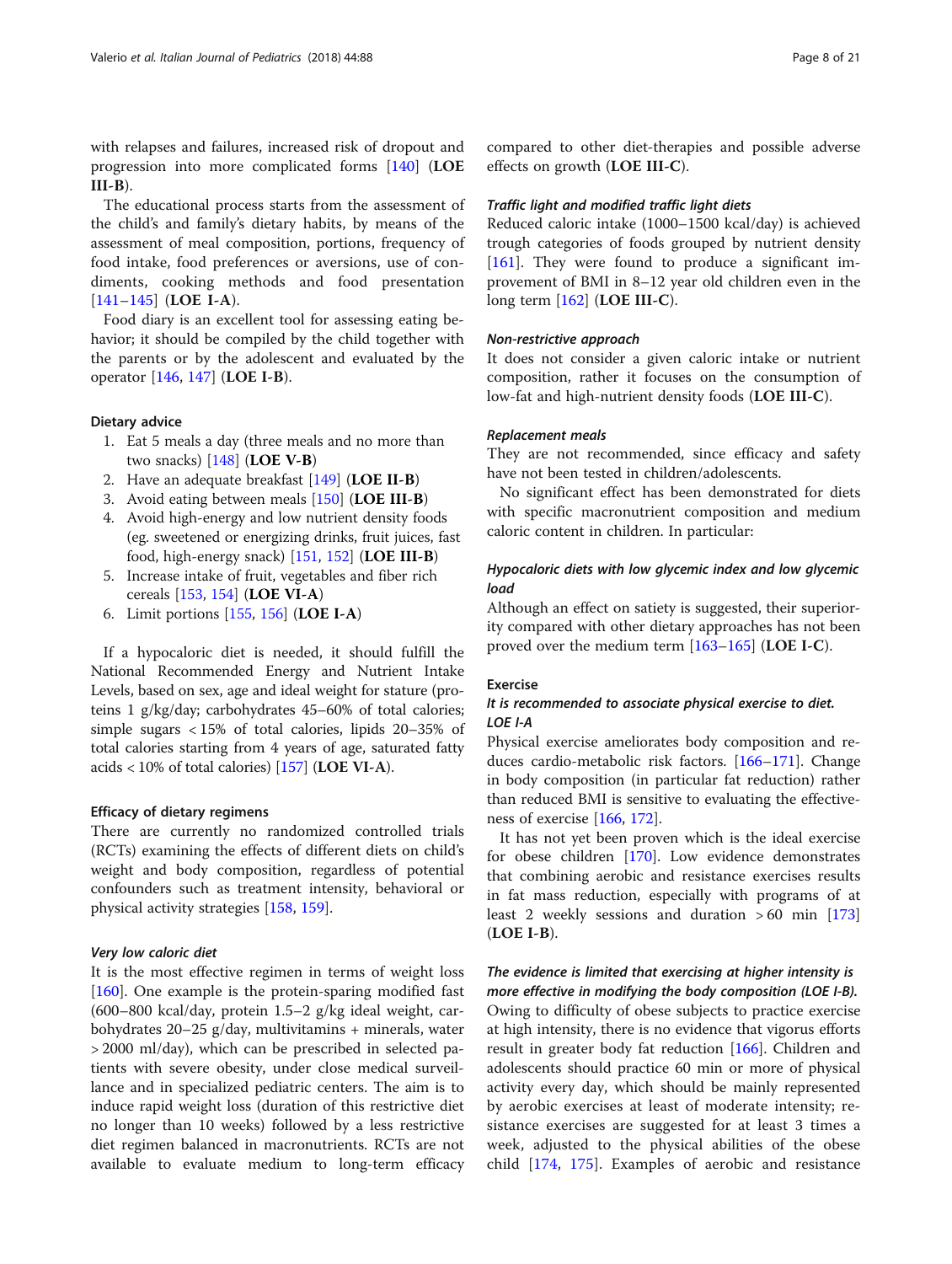with relapses and failures, increased risk of dropout and progression into more complicated forms [140] (**LOE III-B**).

The educational process starts from the assessment of the child's and family's dietary habits, by means of the assessment of meal composition, portions, frequency of food intake, food preferences or aversions, use of condiments, cooking methods and food presentation [141–145] (**LOE I-A**).

Food diary is an excellent tool for assessing eating behavior; it should be compiled by the child together with the parents or by the adolescent and evaluated by the operator [146, 147] (**LOE I-B**).

#### Dietary advice

1. Eat 5 meals a day (three meals and no more than two snacks) [148] (**LOE V-B**)
2. Have an adequate breakfast [149] (**LOE II-B**)
3. Avoid eating between meals [150] (**LOE III-B**)
4. Avoid high-energy and low nutrient density foods (eg. sweetened or energizing drinks, fruit juices, fast food, high-energy snack) [151, 152] (**LOE III-B**)
5. Increase intake of fruit, vegetables and fiber rich cereals [153, 154] (**LOE VI-A**)
6. Limit portions [155, 156] (**LOE I-A**)

If a hypocaloric diet is needed, it should fulfill the National Recommended Energy and Nutrient Intake Levels, based on sex, age and ideal weight for stature (proteins 1 g/kg/day; carbohydrates 45–60% of total calories; simple sugars < 15% of total calories, lipids 20–35% of total calories starting from 4 years of age, saturated fatty acids < 10% of total calories) [157] (**LOE VI-A**).

#### Efficacy of dietary regimens

There are currently no randomized controlled trials (RCTs) examining the effects of different diets on child's weight and body composition, regardless of potential confounders such as treatment intensity, behavioral or physical activity strategies [158, 159].

##### *Very low caloric diet*

It is the most effective regimen in terms of weight loss [160]. One example is the protein-sparing modified fast (600–800 kcal/day, protein 1.5–2 g/kg ideal weight, carbohydrates 20–25 g/day, multivitamins + minerals, water > 2000 ml/day), which can be prescribed in selected patients with severe obesity, under close medical surveillance and in specialized pediatric centers. The aim is to induce rapid weight loss (duration of this restrictive diet no longer than 10 weeks) followed by a less restrictive diet regimen balanced in macronutrients. RCTs are not available to evaluate medium to long-term efficacy compared to other diet-therapies and possible adverse effects on growth (**LOE III-C**).

##### *Traffic light and modified traffic light diets*

Reduced caloric intake (1000–1500 kcal/day) is achieved trough categories of foods grouped by nutrient density [161]. They were found to produce a significant improvement of BMI in 8–12 year old children even in the long term [162] (**LOE III-C**).

##### *Non-restrictive approach*

It does not consider a given caloric intake or nutrient composition, rather it focuses on the consumption of low-fat and high-nutrient density foods (**LOE III-C**).

##### *Replacement meals*

They are not recommended, since efficacy and safety have not been tested in children/adolescents.

No significant effect has been demonstrated for diets with specific macronutrient composition and medium caloric content in children. In particular:

##### *Hypocaloric diets with low glycemic index and low glycemic load*

Although an effect on satiety is suggested, their superiority compared with other dietary approaches has not been proved over the medium term [163–165] (**LOE I-C**).

#### Exercise

##### *It is recommended to associate physical exercise to diet. LOE I-A*

Physical exercise ameliorates body composition and reduces cardio-metabolic risk factors. [166–171]. Change in body composition (in particular fat reduction) rather than reduced BMI is sensitive to evaluating the effectiveness of exercise [166, 172].

It has not yet been proven which is the ideal exercise for obese children [170]. Low evidence demonstrates that combining aerobic and resistance exercises results in fat mass reduction, especially with programs of at least 2 weekly sessions and duration > 60 min [173] (**LOE I-B**).

##### *The evidence is limited that exercising at higher intensity is more effective in modifying the body composition (LOE I-B).*

Owing to difficulty of obese subjects to practice exercise at high intensity, there is no evidence that vigorous efforts result in greater body fat reduction [166]. Children and adolescents should practice 60 min or more of physical activity every day, which should be mainly represented by aerobic exercises at least of moderate intensity; resistance exercises are suggested for at least 3 times a week, adjusted to the physical abilities of the obese child [174, 175]. Examples of aerobic and resistance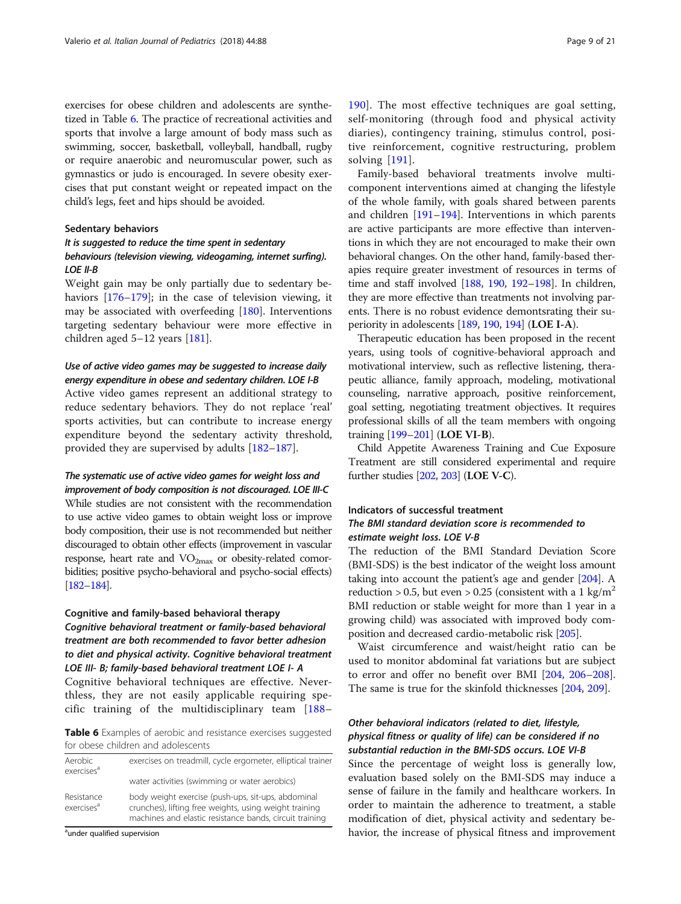exercises for obese children and adolescents are synthetized in Table 6. The practice of recreational activities and sports that involve a large amount of body mass such as swimming, soccer, basketball, volleyball, handball, rugby or require anaerobic and neuromuscular power, such as gymnastics or judo is encouraged. In severe obesity exercises that put constant weight or repeated impact on the child's legs, feet and hips should be avoided.

#### Sedentary behaviors

##### *It is suggested to reduce the time spent in sedentary behaviours (television viewing, videogaming, internet surfing). LOE II-B*

Weight gain may be only partially due to sedentary behaviors [176–179]; in the case of television viewing, it may be associated with overfeeding [180]. Interventions targeting sedentary behaviour were more effective in children aged 5–12 years [181].

##### *Use of active video games may be suggested to increase daily energy expenditure in obese and sedentary children. LOE I-B*

Active video games represent an additional strategy to reduce sedentary behaviors. They do not replace 'real' sports activities, but can contribute to increase energy expenditure beyond the sedentary activity threshold, provided they are supervised by adults [182–187].

##### *The systematic use of active video games for weight loss and improvement of body composition is not discouraged. LOE III-C*

While studies are not consistent with the recommendation to use active video games to obtain weight loss or improve body composition, their use is not recommended but neither discouraged to obtain other effects (improvement in vascular response, heart rate and $VO_{2max}$ or obesity-related comorbidities; positive psycho-behavioral and psycho-social effects) [182–184].

#### Cognitive and family-based behavioral therapy

##### *Cognitive behavioral treatment or family-based behavioral treatment are both recommended to favor better adhesion to diet and physical activity. Cognitive behavioral treatment LOE III- B; family-based behavioral treatment LOE I- A*

Cognitive behavioral techniques are effective. Nevertheless, they are not easily applicable requiring specific training of the multidisciplinary team [188–190]. The most effective techniques are goal setting, self-monitoring (through food and physical activity diaries), contingency training, stimulus control, positive reinforcement, cognitive restructuring, problem solving [191].

Family-based behavioral treatments involve multicomponent interventions aimed at changing the lifestyle of the whole family, with goals shared between parents and children [191–194]. Interventions in which parents are active participants are more effective than interventions in which they are not encouraged to make their own behavioral changes. On the other hand, family-based therapies require greater investment of resources in terms of time and staff involved [188, 190, 192–198]. In children, they are more effective than treatments not involving parents. There is no robust evidence demontsrating their superiority in adolescents [189, 190, 194] (**LOE I-A**).

Therapeutic education has been proposed in the recent years, using tools of cognitive-behavioral approach and motivational interview, such as reflective listening, therapeutic alliance, family approach, modeling, motivational counseling, narrative approach, positive reinforcement, goal setting, negotiating treatment objectives. It requires professional skills of all the team members with ongoing training [199–201] (**LOE VI-B**).

Child Appetite Awareness Training and Cue Exposure Treatment are still considered experimental and require further studies [202, 203] (**LOE V-C**).

#### Indicators of successful treatment

##### *The BMI standard deviation score is recommended to estimate weight loss. LOE V-B*

The reduction of the BMI Standard Deviation Score (BMI-SDS) is the best indicator of the weight loss amount taking into account the patient's age and gender [204]. A reduction > 0.5, but even > 0.25 (consistent with a 1 $kg/m^2$ BMI reduction or stable weight for more than 1 year in a growing child) was associated with improved body composition and decreased cardio-metabolic risk [205].

Waist circumference and waist/height ratio can be used to monitor abdominal fat variations but are subject to error and offer no benefit over BMI [204, 206–208]. The same is true for the skinfold thicknesses [204, 209].

##### *Other behavioral indicators (related to diet, lifestyle, physical fitness or quality of life) can be considered if no substantial reduction in the BMI-SDS occurs. LOE VI-B*

Since the percentage of weight loss is generally low, evaluation based solely on the BMI-SDS may induce a sense of failure in the family and healthcare workers. In order to maintain the adherence to treatment, a stable modification of diet, physical activity and sedentary behavior, the increase of physical fitness and improvement

**Table 6** Examples of aerobic and resistance exercises suggested for obese children and adolescents

| | |
|---|---|
| Aerobic exercises[a] | exercises on treadmill, cycle ergometer, elliptical trainer |
| | water activities (swimming or water aerobics) |
| Resistance exercises[a] | body weight exercise (push-ups, sit-ups, abdominal crunches), lifting free weights, using weight training machines and elastic resistance bands, circuit training |

[a]under qualified supervision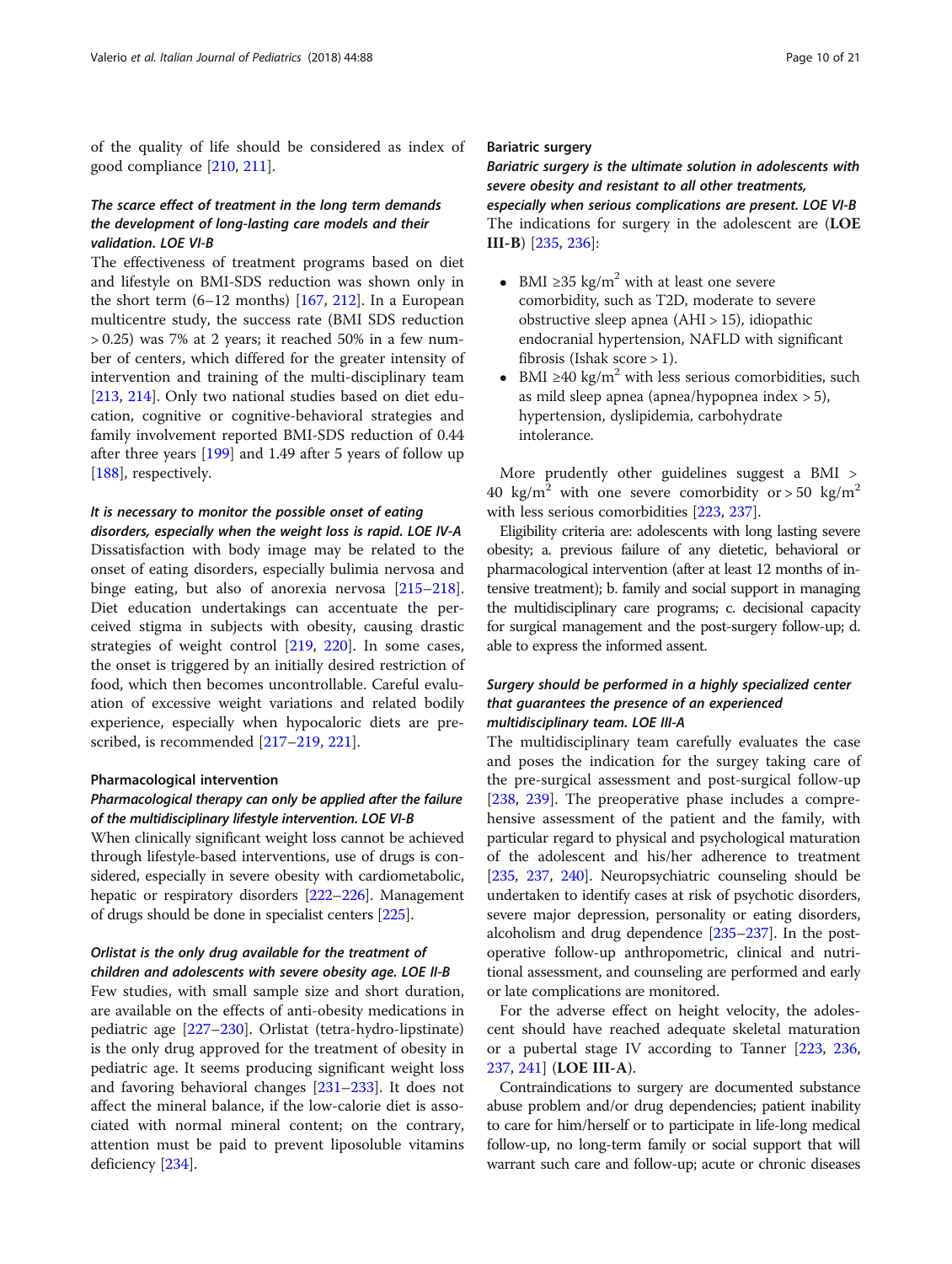of the quality of life should be considered as index of good compliance [210, 211].

*The scarce effect of treatment in the long term demands the development of long-lasting care models and their validation. LOE VI-B*

The effectiveness of treatment programs based on diet and lifestyle on BMI-SDS reduction was shown only in the short term (6–12 months) [167, 212]. In a European multicentre study, the success rate (BMI SDS reduction > 0.25) was 7% at 2 years; it reached 50% in a few number of centers, which differed for the greater intensity of intervention and training of the multi-disciplinary team [213, 214]. Only two national studies based on diet education, cognitive or cognitive-behavioral strategies and family involvement reported BMI-SDS reduction of 0.44 after three years [199] and 1.49 after 5 years of follow up [188], respectively.

*It is necessary to monitor the possible onset of eating disorders, especially when the weight loss is rapid. LOE IV-A*

Dissatisfaction with body image may be related to the onset of eating disorders, especially bulimia nervosa and binge eating, but also of anorexia nervosa [215–218]. Diet education undertakings can accentuate the perceived stigma in subjects with obesity, causing drastic strategies of weight control [219, 220]. In some cases, the onset is triggered by an initially desired restriction of food, which then becomes uncontrollable. Careful evaluation of excessive weight variations and related bodily experience, especially when hypocaloric diets are prescribed, is recommended [217–219, 221].

### Pharmacological intervention

*Pharmacological therapy can only be applied after the failure of the multidisciplinary lifestyle intervention. LOE VI-B*

When clinically significant weight loss cannot be achieved through lifestyle-based interventions, use of drugs is considered, especially in severe obesity with cardiometabolic, hepatic or respiratory disorders [222–226]. Management of drugs should be done in specialist centers [225].

*Orlistat is the only drug available for the treatment of children and adolescents with severe obesity age. LOE II-B*

Few studies, with small sample size and short duration, are available on the effects of anti-obesity medications in pediatric age [227–230]. Orlistat (tetra-hydro-lipstinate) is the only drug approved for the treatment of obesity in pediatric age. It seems producing significant weight loss and favoring behavioral changes [231–233]. It does not affect the mineral balance, if the low-calorie diet is associated with normal mineral content; on the contrary, attention must be paid to prevent liposoluble vitamins deficiency [234].

### Bariatric surgery

*Bariatric surgery is the ultimate solution in adolescents with severe obesity and resistant to all other treatments, especially when serious complications are present. LOE VI-B*

The indications for surgery in the adolescent are (**LOE III-B**) [235, 236]:

- BMI ≥35 kg/m$^2$ with at least one severe comorbidity, such as T2D, moderate to severe obstructive sleep apnea (AHI > 15), idiopathic endocranial hypertension, NAFLD with significant fibrosis (Ishak score > 1).
- BMI ≥40 kg/m$^2$ with less serious comorbidities, such as mild sleep apnea (apnea/hypopnea index > 5), hypertension, dyslipidemia, carbohydrate intolerance.

More prudently other guidelines suggest a BMI > 40 kg/m$^2$ with one severe comorbidity or > 50 kg/m$^2$ with less serious comorbidities [223, 237].

Eligibility criteria are: adolescents with long lasting severe obesity; a. previous failure of any dietetic, behavioral or pharmacological intervention (after at least 12 months of intensive treatment); b. family and social support in managing the multidisciplinary care programs; c. decisional capacity for surgical management and the post-surgery follow-up; d. able to express the informed assent.

*Surgery should be performed in a highly specialized center that guarantees the presence of an experienced multidisciplinary team. LOE III-A*

The multidisciplinary team carefully evaluates the case and poses the indication for the surgey taking care of the pre-surgical assessment and post-surgical follow-up [238, 239]. The preoperative phase includes a comprehensive assessment of the patient and the family, with particular regard to physical and psychological maturation of the adolescent and his/her adherence to treatment [235, 237, 240]. Neuropsychiatric counseling should be undertaken to identify cases at risk of psychotic disorders, severe major depression, personality or eating disorders, alcoholism and drug dependence [235–237]. In the postoperative follow-up anthropometric, clinical and nutritional assessment, and counseling are performed and early or late complications are monitored.

For the adverse effect on height velocity, the adolescent should have reached adequate skeletal maturation or a pubertal stage IV according to Tanner [223, 236, 237, 241] (**LOE III-A**).

Contraindications to surgery are documented substance abuse problem and/or drug dependencies; patient inability to care for him/herself or to participate in life-long medical follow-up, no long-term family or social support that will warrant such care and follow-up; acute or chronic diseases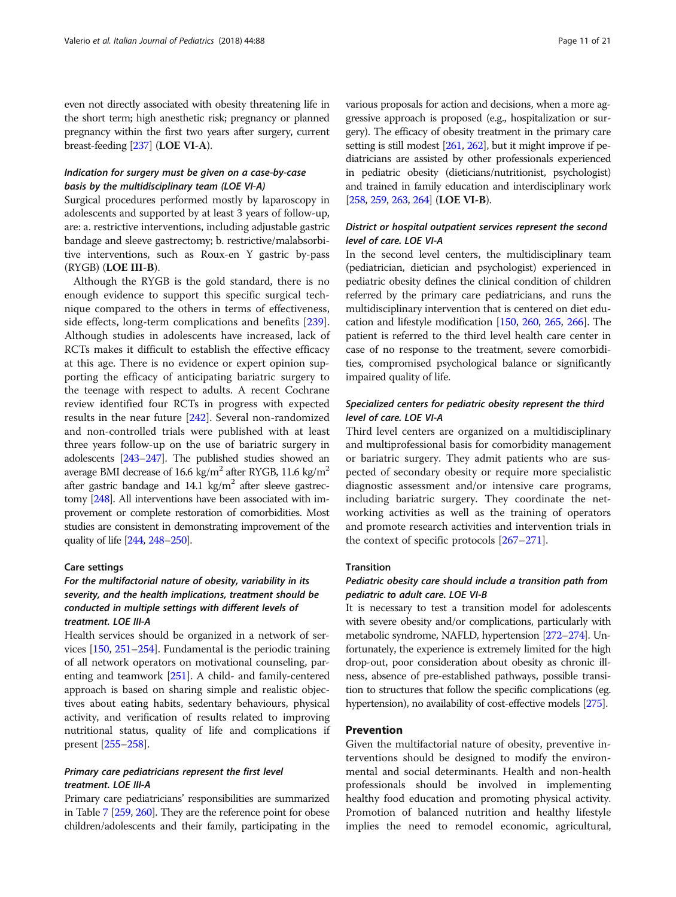even not directly associated with obesity threatening life in the short term; high anesthetic risk; pregnancy or planned pregnancy within the first two years after surgery, current breast-feeding [237] (**LOE VI-A**).

#### *Indication for surgery must be given on a case-by-case basis by the multidisciplinary team (LOE VI-A)*

Surgical procedures performed mostly by laparoscopy in adolescents and supported by at least 3 years of follow-up, are: a. restrictive interventions, including adjustable gastric bandage and sleeve gastrectomy; b. restrictive/malabsorbitive interventions, such as Roux-en Y gastric by-pass (RYGB) (**LOE III-B**).

Although the RYGB is the gold standard, there is no enough evidence to support this specific surgical technique compared to the others in terms of effectiveness, side effects, long-term complications and benefits [239]. Although studies in adolescents have increased, lack of RCTs makes it difficult to establish the effective efficacy at this age. There is no evidence or expert opinion supporting the efficacy of anticipating bariatric surgery to the teenage with respect to adults. A recent Cochrane review identified four RCTs in progress with expected results in the near future [242]. Several non-randomized and non-controlled trials were published with at least three years follow-up on the use of bariatric surgery in adolescents [243–247]. The published studies showed an average BMI decrease of 16.6 kg/m$^2$ after RYGB, 11.6 kg/m$^2$ after gastric bandage and 14.1 kg/m$^2$ after sleeve gastrectomy [248]. All interventions have been associated with improvement or complete restoration of comorbidities. Most studies are consistent in demonstrating improvement of the quality of life [244, 248–250].

### Care settings

#### *For the multifactorial nature of obesity, variability in its severity, and the health implications, treatment should be conducted in multiple settings with different levels of treatment. LOE III-A*

Health services should be organized in a network of services [150, 251–254]. Fundamental is the periodic training of all network operators on motivational counseling, parenting and teamwork [251]. A child- and family-centered approach is based on sharing simple and realistic objectives about eating habits, sedentary behaviours, physical activity, and verification of results related to improving nutritional status, quality of life and complications if present [255–258].

#### *Primary care pediatricians represent the first level treatment. LOE III-A*

Primary care pediatricians' responsibilities are summarized in Table 7 [259, 260]. They are the reference point for obese children/adolescents and their family, participating in the various proposals for action and decisions, when a more aggressive approach is proposed (e.g., hospitalization or surgery). The efficacy of obesity treatment in the primary care setting is still modest [261, 262], but it might improve if pediatricians are assisted by other professionals experienced in pediatric obesity (dieticians/nutritionist, psychologist) and trained in family education and interdisciplinary work [258, 259, 263, 264] (**LOE VI-B**).

#### *District or hospital outpatient services represent the second level of care. LOE VI-A*

In the second level centers, the multidisciplinary team (pediatrician, dietician and psychologist) experienced in pediatric obesity defines the clinical condition of children referred by the primary care pediatricians, and runs the multidisciplinary intervention that is centered on diet education and lifestyle modification [150, 260, 265, 266]. The patient is referred to the third level health care center in case of no response to the treatment, severe comorbidities, compromised psychological balance or significantly impaired quality of life.

#### *Specialized centers for pediatric obesity represent the third level of care. LOE VI-A*

Third level centers are organized on a multidisciplinary and multiprofessional basis for comorbidity management or bariatric surgery. They admit patients who are suspected of secondary obesity or require more specialistic diagnostic assessment and/or intensive care programs, including bariatric surgery. They coordinate the networking activities as well as the training of operators and promote research activities and intervention trials in the context of specific protocols [267–271].

### Transition

#### *Pediatric obesity care should include a transition path from pediatric to adult care. LOE VI-B*

It is necessary to test a transition model for adolescents with severe obesity and/or complications, particularly with metabolic syndrome, NAFLD, hypertension [272–274]. Unfortunately, the experience is extremely limited for the high drop-out, poor consideration about obesity as chronic illness, absence of pre-established pathways, possible transition to structures that follow the specific complications (eg. hypertension), no availability of cost-effective models [275].

## Prevention

Given the multifactorial nature of obesity, preventive interventions should be designed to modify the environmental and social determinants. Health and non-health professionals should be involved in implementing healthy food education and promoting physical activity. Promotion of balanced nutrition and healthy lifestyle implies the need to remodel economic, agricultural,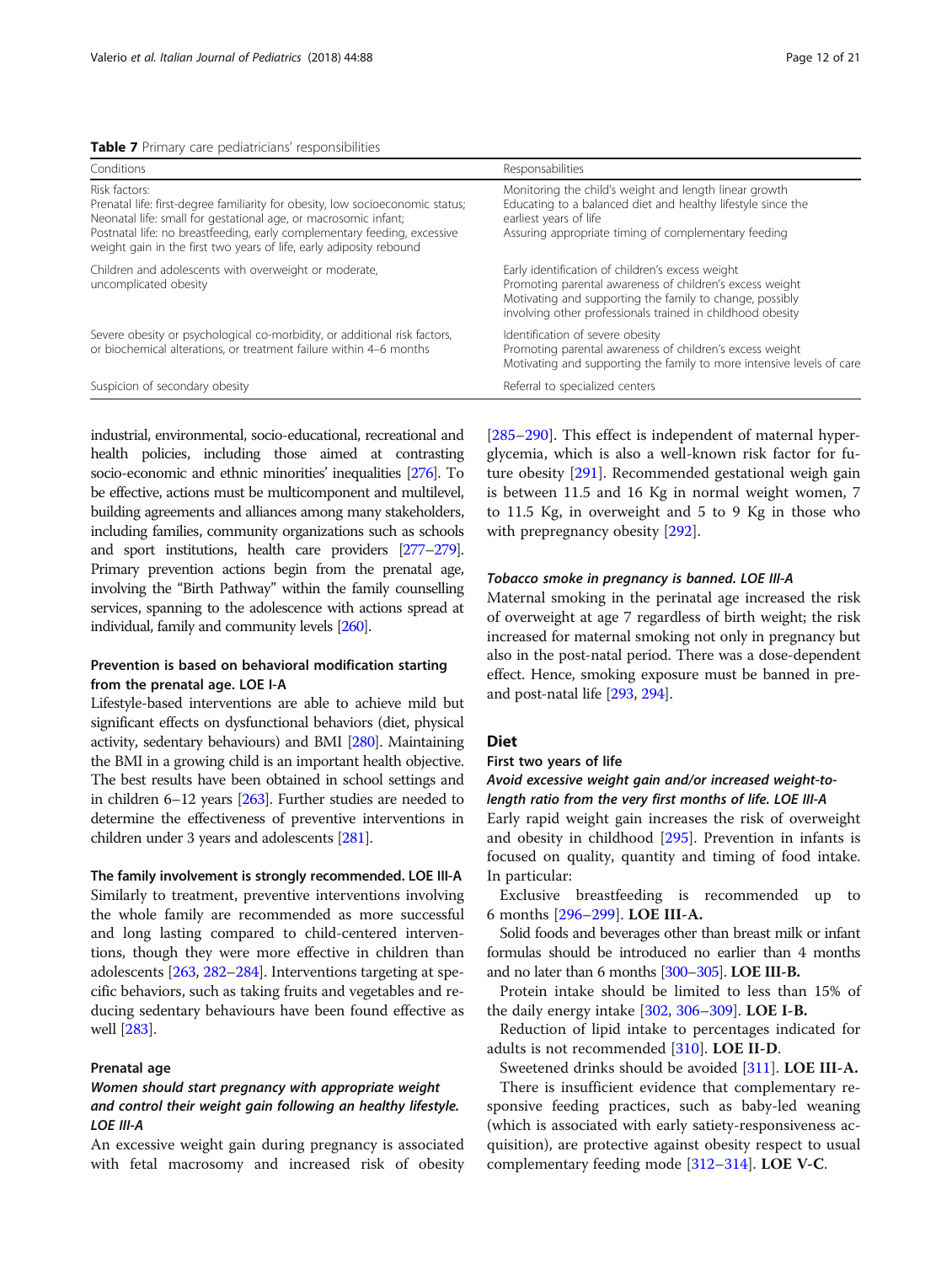**Table 7** Primary care pediatricians' responsibilities

| Conditions | Responsabilities |
| --- | --- |
| Risk factors:<br>Prenatal life: first-degree familiarity for obesity, low socioeconomic status;<br>Neonatal life: small for gestational age, or macrosomic infant;<br>Postnatal life: no breastfeeding, early complementary feeding, excessive weight gain in the first two years of life, early adiposity rebound | Monitoring the child's weight and length linear growth<br>Educating to a balanced diet and healthy lifestyle since the earliest years of life<br>Assuring appropriate timing of complementary feeding |
| Children and adolescents with overweight or moderate, uncomplicated obesity | Early identification of children's excess weight<br>Promoting parental awareness of children's excess weight<br>Motivating and supporting the family to change, possibly involving other professionals trained in childhood obesity |
| Severe obesity or psychological co-morbidity, or additional risk factors, or biochemical alterations, or treatment failure within 4–6 months | Identification of severe obesity<br>Promoting parental awareness of children's excess weight<br>Motivating and supporting the family to more intensive levels of care |
| Suspicion of secondary obesity | Referral to specialized centers |

industrial, environmental, socio-educational, recreational and health policies, including those aimed at contrasting socio-economic and ethnic minorities' inequalities [276]. To be effective, actions must be multicomponent and multilevel, building agreements and alliances among many stakeholders, including families, community organizations such as schools and sport institutions, health care providers [277–279]. Primary prevention actions begin from the prenatal age, involving the "Birth Pathway" within the family counselling services, spanning to the adolescence with actions spread at individual, family and community levels [260].

### Prevention is based on behavioral modification starting from the prenatal age. LOE I-A

Lifestyle-based interventions are able to achieve mild but significant effects on dysfunctional behaviors (diet, physical activity, sedentary behaviours) and BMI [280]. Maintaining the BMI in a growing child is an important health objective. The best results have been obtained in school settings and in children 6–12 years [263]. Further studies are needed to determine the effectiveness of preventive interventions in children under 3 years and adolescents [281].

### The family involvement is strongly recommended. LOE III-A

Similarly to treatment, preventive interventions involving the whole family are recommended as more successful and long lasting compared to child-centered interventions, though they were more effective in children than adolescents [263, 282–284]. Interventions targeting at specific behaviors, such as taking fruits and vegetables and reducing sedentary behaviours have been found effective as well [283].

### Prenatal age

#### *Women should start pregnancy with appropriate weight and control their weight gain following an healthy lifestyle. LOE III-A*

An excessive weight gain during pregnancy is associated with fetal macrosomy and increased risk of obesity [285–290]. This effect is independent of maternal hyperglycemia, which is also a well-known risk factor for future obesity [291]. Recommended gestational weigh gain is between 11.5 and 16 Kg in normal weight women, 7 to 11.5 Kg, in overweight and 5 to 9 Kg in those who with prepregnancy obesity [292].

#### *Tobacco smoke in pregnancy is banned. LOE III-A*

Maternal smoking in the perinatal age increased the risk of overweight at age 7 regardless of birth weight; the risk increased for maternal smoking not only in pregnancy but also in the post-natal period. There was a dose-dependent effect. Hence, smoking exposure must be banned in pre- and post-natal life [293, 294].

## Diet

### First two years of life

#### *Avoid excessive weight gain and/or increased weight-to-length ratio from the very first months of life. LOE III-A*

Early rapid weight gain increases the risk of overweight and obesity in childhood [295]. Prevention in infants is focused on quality, quantity and timing of food intake. In particular:

Exclusive breastfeeding is recommended up to 6 months [296–299]. **LOE III-A.**

Solid foods and beverages other than breast milk or infant formulas should be introduced no earlier than 4 months and no later than 6 months [300–305]. **LOE III-B.**

Protein intake should be limited to less than 15% of the daily energy intake [302, 306–309]. **LOE I-B.**

Reduction of lipid intake to percentages indicated for adults is not recommended [310]. **LOE II-D**.

Sweetened drinks should be avoided [311]. **LOE III-A.**

There is insufficient evidence that complementary responsive feeding practices, such as baby-led weaning (which is associated with early satiety-responsiveness acquisition), are protective against obesity respect to usual complementary feeding mode [312–314]. **LOE V-C**.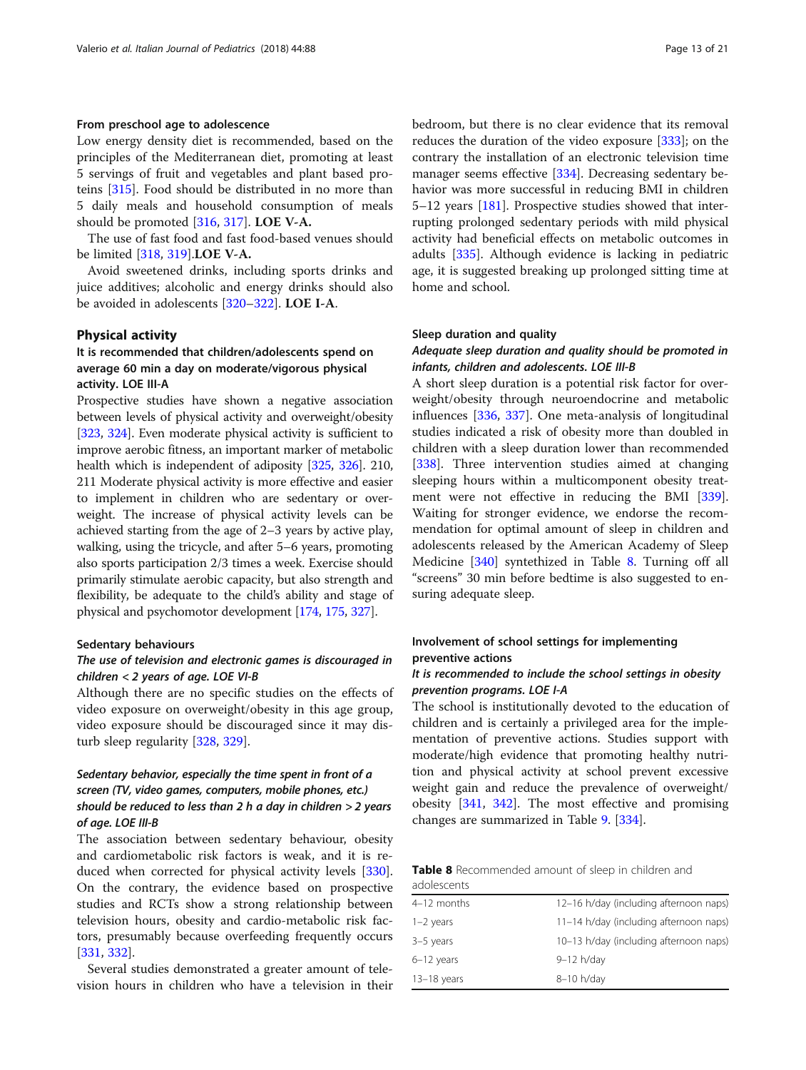#### From preschool age to adolescence

Low energy density diet is recommended, based on the principles of the Mediterranean diet, promoting at least 5 servings of fruit and vegetables and plant based proteins [315]. Food should be distributed in no more than 5 daily meals and household consumption of meals should be promoted [316, 317]. **LOE V-A.**

The use of fast food and fast food-based venues should be limited [318, 319].**LOE V-A.**

Avoid sweetened drinks, including sports drinks and juice additives; alcoholic and energy drinks should also be avoided in adolescents [320–322]. **LOE I-A**.

## Physical activity

### It is recommended that children/adolescents spend on average 60 min a day on moderate/vigorous physical activity. LOE III-A

Prospective studies have shown a negative association between levels of physical activity and overweight/obesity [323, 324]. Even moderate physical activity is sufficient to improve aerobic fitness, an important marker of metabolic health which is independent of adiposity [325, 326]. 210, 211 Moderate physical activity is more effective and easier to implement in children who are sedentary or overweight. The increase of physical activity levels can be achieved starting from the age of 2–3 years by active play, walking, using the tricycle, and after 5–6 years, promoting also sports participation 2/3 times a week. Exercise should primarily stimulate aerobic capacity, but also strength and flexibility, be adequate to the child's ability and stage of physical and psychomotor development [174, 175, 327].

#### Sedentary behaviours

### *The use of television and electronic games is discouraged in children < 2 years of age. LOE VI-B*

Although there are no specific studies on the effects of video exposure on overweight/obesity in this age group, video exposure should be discouraged since it may disturb sleep regularity [328, 329].

### *Sedentary behavior, especially the time spent in front of a screen (TV, video games, computers, mobile phones, etc.) should be reduced to less than 2 h a day in children > 2 years of age. LOE III-B*

The association between sedentary behaviour, obesity and cardiometabolic risk factors is weak, and it is reduced when corrected for physical activity levels [330]. On the contrary, the evidence based on prospective studies and RCTs show a strong relationship between television hours, obesity and cardio-metabolic risk factors, presumably because overfeeding frequently occurs [331, 332].

Several studies demonstrated a greater amount of television hours in children who have a television in their bedroom, but there is no clear evidence that its removal reduces the duration of the video exposure [333]; on the contrary the installation of an electronic television time manager seems effective [334]. Decreasing sedentary behavior was more successful in reducing BMI in children 5–12 years [181]. Prospective studies showed that interrupting prolonged sedentary periods with mild physical activity had beneficial effects on metabolic outcomes in adults [335]. Although evidence is lacking in pediatric age, it is suggested breaking up prolonged sitting time at home and school.

#### Sleep duration and quality

### *Adequate sleep duration and quality should be promoted in infants, children and adolescents. LOE III-B*

A short sleep duration is a potential risk factor for overweight/obesity through neuroendocrine and metabolic influences [336, 337]. One meta-analysis of longitudinal studies indicated a risk of obesity more than doubled in children with a sleep duration lower than recommended [338]. Three intervention studies aimed at changing sleeping hours within a multicomponent obesity treatment were not effective in reducing the BMI [339]. Waiting for stronger evidence, we endorse the recommendation for optimal amount of sleep in children and adolescents released by the American Academy of Sleep Medicine [340] syntethized in Table 8. Turning off all "screens" 30 min before bedtime is also suggested to ensuring adequate sleep.

#### Involvement of school settings for implementing preventive actions

### *It is recommended to include the school settings in obesity prevention programs. LOE I-A*

The school is institutionally devoted to the education of children and is certainly a privileged area for the implementation of preventive actions. Studies support with moderate/high evidence that promoting healthy nutrition and physical activity at school prevent excessive weight gain and reduce the prevalence of overweight/obesity [341, 342]. The most effective and promising changes are summarized in Table 9. [334].

**Table 8** Recommended amount of sleep in children and adolescents

| | |
|---|---|
| 4–12 months | 12–16 h/day (including afternoon naps) |
| 1–2 years | 11–14 h/day (including afternoon naps) |
| 3–5 years | 10–13 h/day (including afternoon naps) |
| 6–12 years | 9–12 h/day |
| 13–18 years | 8–10 h/day |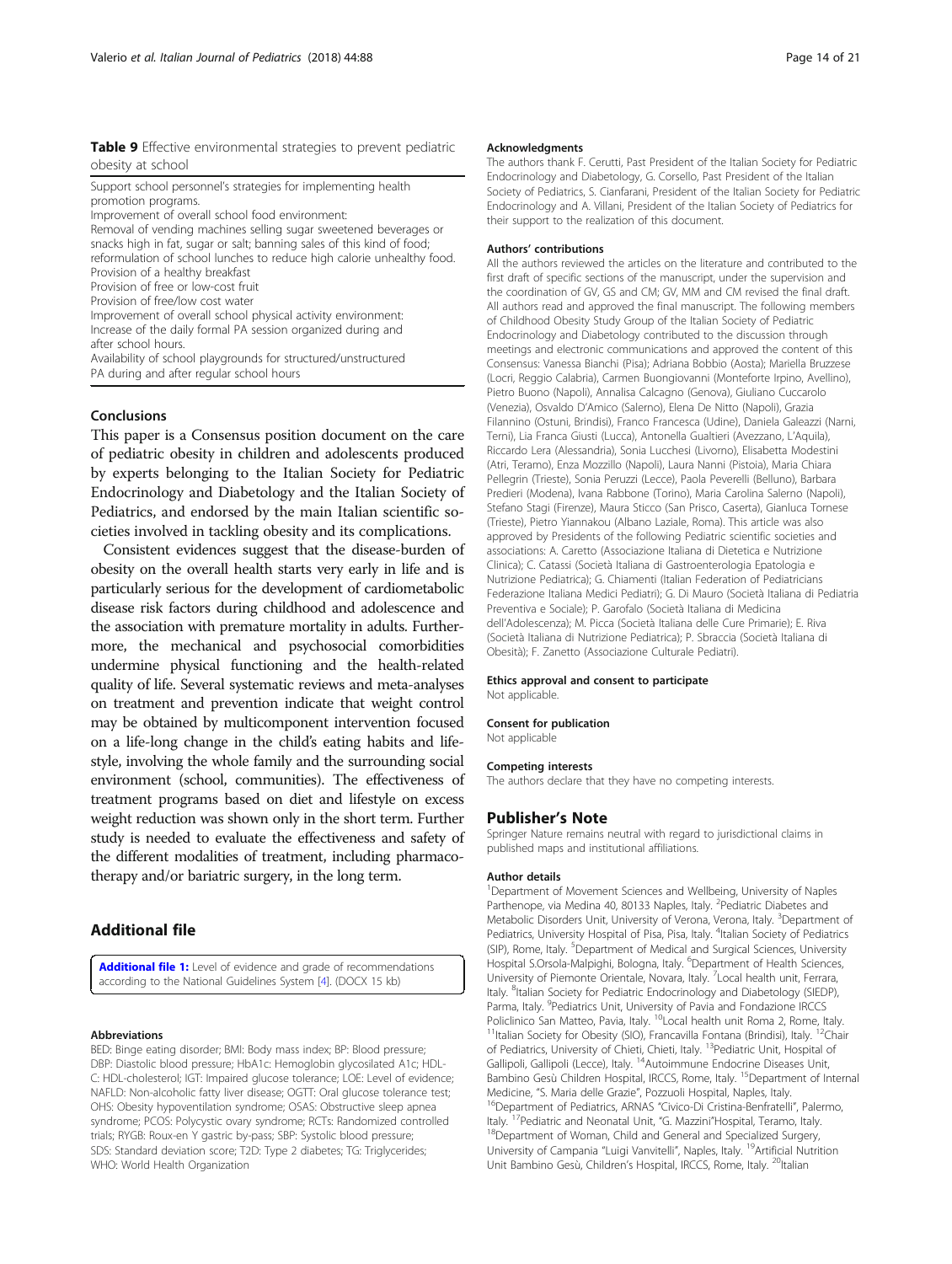**Table 9** Effective environmental strategies to prevent pediatric obesity at school

| |
|---|
| Support school personnel's strategies for implementing health promotion programs. |
| Improvement of overall school food environment: |
| Removal of vending machines selling sugar sweetened beverages or snacks high in fat, sugar or salt; banning sales of this kind of food; reformulation of school lunches to reduce high calorie unhealthy food. |
| Provision of a healthy breakfast |
| Provision of free or low-cost fruit |
| Provision of free/low cost water |
| Improvement of overall school physical activity environment: |
| Increase of the daily formal PA session organized during and after school hours. |
| Availability of school playgrounds for structured/unstructured PA during and after regular school hours |

## Conclusions

This paper is a Consensus position document on the care of pediatric obesity in children and adolescents produced by experts belonging to the Italian Society for Pediatric Endocrinology and Diabetology and the Italian Society of Pediatrics, and endorsed by the main Italian scientific societies involved in tackling obesity and its complications.

Consistent evidences suggest that the disease-burden of obesity on the overall health starts very early in life and is particularly serious for the development of cardiometabolic disease risk factors during childhood and adolescence and the association with premature mortality in adults. Furthermore, the mechanical and psychosocial comorbidities undermine physical functioning and the health-related quality of life. Several systematic reviews and meta-analyses on treatment and prevention indicate that weight control may be obtained by multicomponent intervention focused on a life-long change in the child's eating habits and lifestyle, involving the whole family and the surrounding social environment (school, communities). The effectiveness of treatment programs based on diet and lifestyle on excess weight reduction was shown only in the short term. Further study is needed to evaluate the effectiveness and safety of the different modalities of treatment, including pharmacotherapy and/or bariatric surgery, in the long term.

## Additional file

**Additional file 1:** Level of evidence and grade of recommendations according to the National Guidelines System [4]. (DOCX 15 kb)

#### Abbreviations

BED: Binge eating disorder; BMI: Body mass index; BP: Blood pressure; DBP: Diastolic blood pressure; HbA1c: Hemoglobin glycosilated A1c; HDL-C: HDL-cholesterol; IGT: Impaired glucose tolerance; LOE: Level of evidence; NAFLD: Non-alcoholic fatty liver disease; OGTT: Oral glucose tolerance test; OHS: Obesity hypoventilation syndrome; OSAS: Obstructive sleep apnea syndrome; PCOS: Polycystic ovary syndrome; RCTs: Randomized controlled trials; RYGB: Roux-en Y gastric by-pass; SBP: Systolic blood pressure; SDS: Standard deviation score; T2D: Type 2 diabetes; TG: Triglycerides; WHO: World Health Organization

#### Acknowledgments

The authors thank F. Cerutti, Past President of the Italian Society for Pediatric Endocrinology and Diabetology, G. Corsello, Past President of the Italian Society of Pediatrics, S. Cianfarani, President of the Italian Society for Pediatric Endocrinology and A. Villani, President of the Italian Society of Pediatrics for their support to the realization of this document.

#### Authors' contributions

All the authors reviewed the articles on the literature and contributed to the first draft of specific sections of the manuscript, under the supervision and the coordination of GV, GS and CM; GV, MM and CM revised the final draft. All authors read and approved the final manuscript. The following members of Childhood Obesity Study Group of the Italian Society of Pediatric Endocrinology and Diabetology contributed to the discussion through meetings and electronic communications and approved the content of this Consensus: Vanessa Bianchi (Pisa); Adriana Bobbio (Aosta); Mariella Bruzzese (Locri, Reggio Calabria), Carmen Buongiovanni (Monteforte Irpino, Avellino), Pietro Buono (Napoli), Annalisa Calcagno (Genova), Giuliano Cuccarolo (Venezia), Osvaldo D'Amico (Salerno), Elena De Nitto (Napoli), Grazia Filannino (Ostuni, Brindisi), Franco Francesca (Udine), Daniela Galeazzi (Narni, Terni), Lia Franca Giusti (Lucca), Antonella Gualtieri (Avezzano, L'Aquila), Riccardo Lera (Alessandria), Sonia Lucchesi (Livorno), Elisabetta Modestini (Atri, Teramo), Enza Mozzillo (Napoli), Laura Nanni (Pistoia), Maria Chiara Pellegrin (Trieste), Sonia Peruzzi (Lecce), Paola Peverelli (Belluno), Barbara Predieri (Modena), Ivana Rabbone (Torino), Maria Carolina Salerno (Napoli), Stefano Stagi (Firenze), Maura Sticco (San Prisco, Caserta), Gianluca Tornese (Trieste), Pietro Yiannakou (Albano Laziale, Roma). This article was also approved by Presidents of the following Pediatric scientific societies and associations: A. Caretto (Associazione Italiana di Dietetica e Nutrizione Clinica); C. Catassi (Società Italiana di Gastroenterologia Epatologia e Nutrizione Pediatrica); G. Chiamenti (Italian Federation of Pediatricians Federazione Italiana Medici Pediatri); G. Di Mauro (Società Italiana di Pediatria Preventiva e Sociale); P. Garofalo (Società Italiana di Medicina dell'Adolescenza); M. Picca (Società Italiana delle Cure Primarie); E. Riva (Società Italiana di Nutrizione Pediatrica); P. Sbraccia (Società Italiana di Obesità); F. Zanetto (Associazione Culturale Pediatri).

#### Ethics approval and consent to participate

Not applicable.

#### Consent for publication

Not applicable

#### Competing interests

The authors declare that they have no competing interests.

### Publisher's Note

Springer Nature remains neutral with regard to jurisdictional claims in published maps and institutional affiliations.

#### Author details

[1]Department of Movement Sciences and Wellbeing, University of Naples Parthenope, via Medina 40, 80133 Naples, Italy. [2]Pediatric Diabetes and Metabolic Disorders Unit, University of Verona, Verona, Italy. [3]Department of Pediatrics, University Hospital of Pisa, Pisa, Italy. [4]Italian Society of Pediatrics (SIP), Rome, Italy. [5]Department of Medical and Surgical Sciences, University Hospital S.Orsola-Malpighi, Bologna, Italy. [6]Department of Health Sciences, University of Piemonte Orientale, Novara, Italy. [7]Local health unit, Ferrara, Italy. [8]Italian Society for Pediatric Endocrinology and Diabetology (SIEDP), Parma, Italy. [9]Pediatrics Unit, University of Pavia and Fondazione IRCCS Policlinico San Matteo, Pavia, Italy. [10]Local health unit Roma 2, Rome, Italy. [11]Italian Society for Obesity (SIO), Francavilla Fontana (Brindisi), Italy. [12]Chair of Pediatrics, University of Chieti, Chieti, Italy. [13]Pediatric Unit, Hospital of Gallipoli, Gallipoli (Lecce), Italy. [14]Autoimmune Endocrine Diseases Unit, Bambino Gesù Children Hospital, IRCCS, Rome, Italy. [15]Department of Internal Medicine, "S. Maria delle Grazie", Pozzuoli Hospital, Naples, Italy. [16]Department of Pediatrics, ARNAS "Civico-Di Cristina-Benfratelli", Palermo, Italy. [17]Pediatric and Neonatal Unit, "G. Mazzini"Hospital, Teramo, Italy. [18]Department of Woman, Child and General and Specialized Surgery, University of Campania "Luigi Vanvitelli", Naples, Italy. [19]Artificial Nutrition Unit Bambino Gesù, Children's Hospital, IRCCS, Rome, Italy. [20]Italian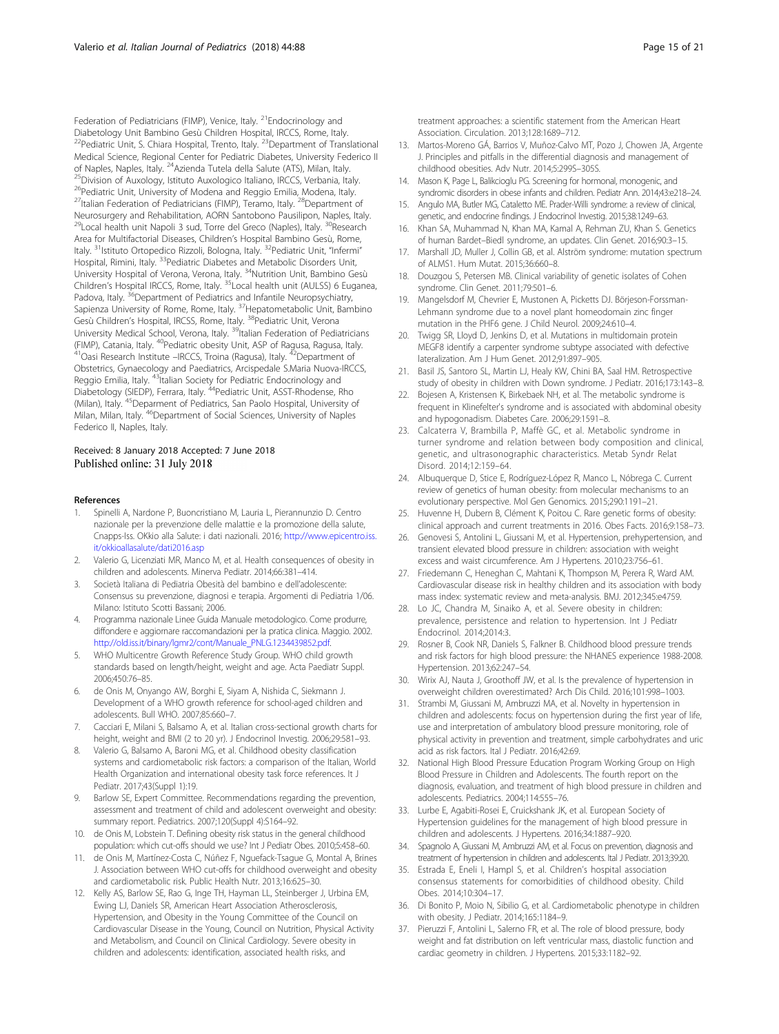Federation of Pediatricians (FIMP), Venice, Italy. [21]Endocrinology and Diabetology Unit Bambino Gesù Children Hospital, IRCCS, Rome, Italy. [22]Pediatric Unit, S. Chiara Hospital, Trento, Italy. [23]Department of Translational Medical Science, Regional Center for Pediatric Diabetes, University Federico II of Naples, Naples, Italy. [24]Azienda Tutela della Salute (ATS), Milan, Italy. [25]Division of Auxology, Istituto Auxologico Italiano, IRCCS, Verbania, Italy. [26]Pediatric Unit, University of Modena and Reggio Emilia, Modena, Italy. [27]Italian Federation of Pediatricians (FIMP), Teramo, Italy. [28]Department of Neurosurgery and Rehabilitation, AORN Santobono Pausilipon, Naples, Italy. [29]Local health unit Napoli 3 sud, Torre del Greco (Naples), Italy. [30]Research Area for Multifactorial Diseases, Children's Hospital Bambino Gesù, Rome, Italy. [31]Istituto Ortopedico Rizzoli, Bologna, Italy. [32]Pediatric Unit, "Infermi" Hospital, Rimini, Italy. [33]Pediatric Diabetes and Metabolic Disorders Unit, University Hospital of Verona, Verona, Italy. [34]Nutrition Unit, Bambino Gesù Children's Hospital IRCCS, Rome, Italy. [35]Local health unit (AULSS) 6 Euganea, Padova, Italy. [36]Department of Pediatrics and Infantile Neuropsychiatry, Sapienza University of Rome, Rome, Italy. [37]Hepatometabolic Unit, Bambino Gesù Children's Hospital, IRCSS, Rome, Italy. [38]Pediatric Unit, Verona University Medical School, Verona, Italy. [39]Italian Federation of Pediatricians (FIMP), Catania, Italy. [40]Pediatric obesity Unit, ASP of Ragusa, Ragusa, Italy. [41]Oasi Research Institute –IRCCS, Troina (Ragusa), Italy. [42]Department of Obstetrics, Gynaecology and Paediatrics, Arcispedale S.Maria Nuova-IRCCS, Reggio Emilia, Italy. [43]Italian Society for Pediatric Endocrinology and Diabetology (SIEDP), Ferrara, Italy. [44]Pediatric Unit, ASST-Rhodense, Rho (Milan), Italy. [45]Deparment of Pediatrics, San Paolo Hospital, University of Milan, Milan, Italy. [46]Department of Social Sciences, University of Naples Federico II, Naples, Italy.

Received: 8 January 2018 Accepted: 7 June 2018
Published online: 31 July 2018

## References

1. Spinelli A, Nardone P, Buoncristiano M, Lauria L, Pierannunzio D. Centro nazionale per la prevenzione delle malattie e la promozione della salute, Cnapps-Iss. OKkio alla Salute: i dati nazionali. 2016; http://www.epicentro.iss.it/okkioallasalute/dati2016.asp
2. Valerio G, Licenziati MR, Manco M, et al. Health consequences of obesity in children and adolescents. Minerva Pediatr. 2014;66:381–414.
3. Società Italiana di Pediatria Obesità del bambino e dell'adolescente: Consensus su prevenzione, diagnosi e terapia. Argomenti di Pediatria 1/06. Milano: Istituto Scotti Bassani; 2006.
4. Programma nazionale Linee Guida Manuale metodologico. Come produrre, diffondere e aggiornare raccomandazioni per la pratica clinica. Maggio. 2002. http://old.iss.it/binary/lgmr2/cont/Manuale_PNLG.1234439852.pdf.
5. WHO Multicentre Growth Reference Study Group. WHO child growth standards based on length/height, weight and age. Acta Paediatr Suppl. 2006;450:76–85.
6. de Onis M, Onyango AW, Borghi E, Siyam A, Nishida C, Siekmann J. Development of a WHO growth reference for school-aged children and adolescents. Bull WHO. 2007;85:660–7.
7. Cacciari E, Milani S, Balsamo A, et al. Italian cross-sectional growth charts for height, weight and BMI (2 to 20 yr). J Endocrinol Investig. 2006;29:581–93.
8. Valerio G, Balsamo A, Baroni MG, et al. Childhood obesity classification systems and cardiometabolic risk factors: a comparison of the Italian, World Health Organization and international obesity task force references. It J Pediatr. 2017;43(Suppl 1):19.
9. Barlow SE, Expert Committee. Recommendations regarding the prevention, assessment and treatment of child and adolescent overweight and obesity: summary report. Pediatrics. 2007;120(Suppl 4):S164–92.
10. de Onis M, Lobstein T. Defining obesity risk status in the general childhood population: which cut-offs should we use? Int J Pediatr Obes. 2010;5:458–60.
11. de Onis M, Martínez-Costa C, Núñez F, Nguefack-Tsague G, Montal A, Brines J. Association between WHO cut-offs for childhood overweight and obesity and cardiometabolic risk. Public Health Nutr. 2013;16:625–30.
12. Kelly AS, Barlow SE, Rao G, Inge TH, Hayman LL, Steinberger J, Urbina EM, Ewing LJ, Daniels SR, American Heart Association Atherosclerosis, Hypertension, and Obesity in the Young Committee of the Council on Cardiovascular Disease in the Young, Council on Nutrition, Physical Activity and Metabolism, and Council on Clinical Cardiology. Severe obesity in children and adolescents: identification, associated health risks, and treatment approaches: a scientific statement from the American Heart Association. Circulation. 2013;128:1689–712.
13. Martos-Moreno GÁ, Barrios V, Muñoz-Calvo MT, Pozo J, Chowen JA, Argente J. Principles and pitfalls in the differential diagnosis and management of childhood obesities. Adv Nutr. 2014;5:299S–305S.
14. Mason K, Page L, Balikcioglu PG. Screening for hormonal, monogenic, and syndromic disorders in obese infants and children. Pediatr Ann. 2014;43:e218–24.
15. Angulo MA, Butler MG, Cataletto ME. Prader-Willi syndrome: a review of clinical, genetic, and endocrine findings. J Endocrinol Investig. 2015;38:1249–63.
16. Khan SA, Muhammad N, Khan MA, Kamal A, Rehman ZU, Khan S. Genetics of human Bardet–Biedl syndrome, an updates. Clin Genet. 2016;90:3–15.
17. Marshall JD, Muller J, Collin GB, et al. Alström syndrome: mutation spectrum of ALMS1. Hum Mutat. 2015;36:660–8.
18. Douzgou S, Petersen MB. Clinical variability of genetic isolates of Cohen syndrome. Clin Genet. 2011;79:501–6.
19. Mangelsdorf M, Chevrier E, Mustonen A, Picketts DJ. Börjeson-Forssman-Lehmann syndrome due to a novel plant homeodomain zinc finger mutation in the PHF6 gene. J Child Neurol. 2009;24:610–4.
20. Twigg SR, Lloyd D, Jenkins D, et al. Mutations in multidomain protein MEGF8 identify a carpenter syndrome subtype associated with defective lateralization. Am J Hum Genet. 2012;91:897–905.
21. Basil JS, Santoro SL, Martin LJ, Healy KW, Chini BA, Saal HM. Retrospective study of obesity in children with Down syndrome. J Pediatr. 2016;173:143–8.
22. Bojesen A, Kristensen K, Birkebaek NH, et al. The metabolic syndrome is frequent in Klinefelter's syndrome and is associated with abdominal obesity and hypogonadism. Diabetes Care. 2006;29:1591–8.
23. Calcaterra V, Brambilla P, Maffè GC, et al. Metabolic syndrome in turner syndrome and relation between body composition and clinical, genetic, and ultrasonographic characteristics. Metab Syndr Relat Disord. 2014;12:159–64.
24. Albuquerque D, Stice E, Rodríguez-López R, Manco L, Nóbrega C. Current review of genetics of human obesity: from molecular mechanisms to an evolutionary perspective. Mol Gen Genomics. 2015;290:1191–21.
25. Huvenne H, Dubern B, Clément K, Poitou C. Rare genetic forms of obesity: clinical approach and current treatments in 2016. Obes Facts. 2016;9:158–73.
26. Genovesi S, Antolini L, Giussani M, et al. Hypertension, prehypertension, and transient elevated blood pressure in children: association with weight excess and waist circumference. Am J Hypertens. 2010;23:756–61.
27. Friedemann C, Heneghan C, Mahtani K, Thompson M, Perera R, Ward AM. Cardiovascular disease risk in healthy children and its association with body mass index: systematic review and meta-analysis. BMJ. 2012;345:e4759.
28. Lo JC, Chandra M, Sinaiko A, et al. Severe obesity in children: prevalence, persistence and relation to hypertension. Int J Pediatr Endocrinol. 2014;2014:3.
29. Rosner B, Cook NR, Daniels S, Falkner B. Childhood blood pressure trends and risk factors for high blood pressure: the NHANES experience 1988-2008. Hypertension. 2013;62:247–54.
30. Wirix AJ, Nauta J, Groothoff JW, et al. Is the prevalence of hypertension in overweight children overestimated? Arch Dis Child. 2016;101:998–1003.
31. Strambi M, Giussani M, Ambruzzi MA, et al. Novelty in hypertension in children and adolescents: focus on hypertension during the first year of life, use and interpretation of ambulatory blood pressure monitoring, role of physical activity in prevention and treatment, simple carbohydrates and uric acid as risk factors. Ital J Pediatr. 2016;42:69.
32. National High Blood Pressure Education Program Working Group on High Blood Pressure in Children and Adolescents. The fourth report on the diagnosis, evaluation, and treatment of high blood pressure in children and adolescents. Pediatrics. 2004;114:555–76.
33. Lurbe E, Agabiti-Rosei E, Cruickshank JK, et al. European Society of Hypertension guidelines for the management of high blood pressure in children and adolescents. J Hypertens. 2016;34:1887–920.
34. Spagnolo A, Giussani M, Ambruzzi AM, et al. Focus on prevention, diagnosis and treatment of hypertension in children and adolescents. Ital J Pediatr. 2013;39:20.
35. Estrada E, Eneli I, Hampl S, et al. Children's hospital association consensus statements for comorbidities of childhood obesity. Child Obes. 2014;10:304–17.
36. Di Bonito P, Moio N, Sibilio G, et al. Cardiometabolic phenotype in children with obesity. J Pediatr. 2014;165:1184–9.
37. Pieruzzi F, Antolini L, Salerno FR, et al. The role of blood pressure, body weight and fat distribution on left ventricular mass, diastolic function and cardiac geometry in children. J Hypertens. 2015;33:1182–92.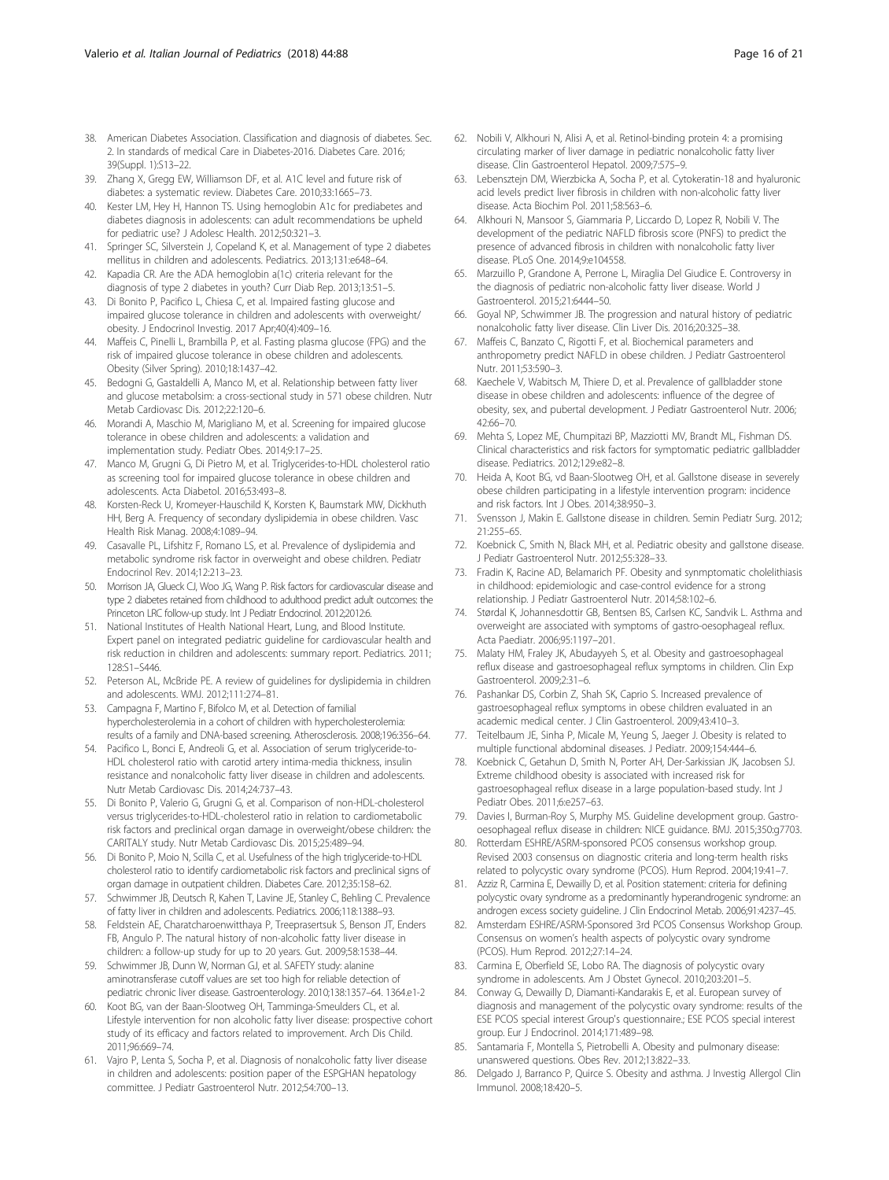38. American Diabetes Association. Classification and diagnosis of diabetes. Sec. 2. In standards of medical Care in Diabetes-2016. Diabetes Care. 2016; 39(Suppl. 1):S13–22.
39. Zhang X, Gregg EW, Williamson DF, et al. A1C level and future risk of diabetes: a systematic review. Diabetes Care. 2010;33:1665–73.
40. Kester LM, Hey H, Hannon TS. Using hemoglobin A1c for prediabetes and diabetes diagnosis in adolescents: can adult recommendations be upheld for pediatric use? J Adolesc Health. 2012;50:321–3.
41. Springer SC, Silverstein J, Copeland K, et al. Management of type 2 diabetes mellitus in children and adolescents. Pediatrics. 2013;131:e648–64.
42. Kapadia CR. Are the ADA hemoglobin a(1c) criteria relevant for the diagnosis of type 2 diabetes in youth? Curr Diab Rep. 2013;13:51–5.
43. Di Bonito P, Pacifico L, Chiesa C, et al. Impaired fasting glucose and impaired glucose tolerance in children and adolescents with overweight/obesity. J Endocrinol Investig. 2017 Apr;40(4):409–16.
44. Maffeis C, Pinelli L, Brambilla P, et al. Fasting plasma glucose (FPG) and the risk of impaired glucose tolerance in obese children and adolescents. Obesity (Silver Spring). 2010;18:1437–42.
45. Bedogni G, Gastaldelli A, Manco M, et al. Relationship between fatty liver and glucose metabolsim: a cross-sectional study in 571 obese children. Nutr Metab Cardiovasc Dis. 2012;22:120–6.
46. Morandi A, Maschio M, Marigliano M, et al. Screening for impaired glucose tolerance in obese children and adolescents: a validation and implementation study. Pediatr Obes. 2014;9:17–25.
47. Manco M, Grugni G, Di Pietro M, et al. Triglycerides-to-HDL cholesterol ratio as screening tool for impaired glucose tolerance in obese children and adolescents. Acta Diabetol. 2016;53:493–8.
48. Korsten-Reck U, Kromeyer-Hauschild K, Korsten K, Baumstark MW, Dickhuth HH, Berg A. Frequency of secondary dyslipidemia in obese children. Vasc Health Risk Manag. 2008;4:1089–94.
49. Casavalle PL, Lifshitz F, Romano LS, et al. Prevalence of dyslipidemia and metabolic syndrome risk factor in overweight and obese children. Pediatr Endocrinol Rev. 2014;12:213–23.
50. Morrison JA, Glueck CJ, Woo JG, Wang P. Risk factors for cardiovascular disease and type 2 diabetes retained from childhood to adulthood predict adult outcomes: the Princeton LRC follow-up study. Int J Pediatr Endocrinol. 2012;2012:6.
51. National Institutes of Health National Heart, Lung, and Blood Institute. Expert panel on integrated pediatric guideline for cardiovascular health and risk reduction in children and adolescents: summary report. Pediatrics. 2011; 128:S1–S446.
52. Peterson AL, McBride PE. A review of guidelines for dyslipidemia in children and adolescents. WMJ. 2012;111:274–81.
53. Campagna F, Martino F, Bifolco M, et al. Detection of familial hypercholesterolemia in a cohort of children with hypercholesterolemia: results of a family and DNA-based screening. Atherosclerosis. 2008;196:356–64.
54. Pacifico L, Bonci E, Andreoli G, et al. Association of serum triglyceride-to-HDL cholesterol ratio with carotid artery intima-media thickness, insulin resistance and nonalcoholic fatty liver disease in children and adolescents. Nutr Metab Cardiovasc Dis. 2014;24:737–43.
55. Di Bonito P, Valerio G, Grugni G, et al. Comparison of non-HDL-cholesterol versus triglycerides-to-HDL-cholesterol ratio in relation to cardiometabolic risk factors and preclinical organ damage in overweight/obese children: the CARITALY study. Nutr Metab Cardiovasc Dis. 2015;25:489–94.
56. Di Bonito P, Moio N, Scilla C, et al. Usefulness of the high triglyceride-to-HDL cholesterol ratio to identify cardiometabolic risk factors and preclinical signs of organ damage in outpatient children. Diabetes Care. 2012;35:158–62.
57. Schwimmer JB, Deutsch R, Kahen T, Lavine JE, Stanley C, Behling C. Prevalence of fatty liver in children and adolescents. Pediatrics. 2006;118:1388–93.
58. Feldstein AE, Charatcharoenwitthaya P, Treeprasertsuk S, Benson JT, Enders FB, Angulo P. The natural history of non-alcoholic fatty liver disease in children: a follow-up study for up to 20 years. Gut. 2009;58:1538–44.
59. Schwimmer JB, Dunn W, Norman GJ, et al. SAFETY study: alanine aminotransferase cutoff values are set too high for reliable detection of pediatric chronic liver disease. Gastroenterology. 2010;138:1357–64. 1364.e1-2
60. Koot BG, van der Baan-Slootweg OH, Tamminga-Smeulders CL, et al. Lifestyle intervention for non alcoholic fatty liver disease: prospective cohort study of its efficacy and factors related to improvement. Arch Dis Child. 2011;96:669–74.
61. Vajro P, Lenta S, Socha P, et al. Diagnosis of nonalcoholic fatty liver disease in children and adolescents: position paper of the ESPGHAN hepatology committee. J Pediatr Gastroenterol Nutr. 2012;54:700–13.
62. Nobili V, Alkhouri N, Alisi A, et al. Retinol-binding protein 4: a promising circulating marker of liver damage in pediatric nonalcoholic fatty liver disease. Clin Gastroenterol Hepatol. 2009;7:575–9.
63. Lebensztejn DM, Wierzbicka A, Socha P, et al. Cytokeratin-18 and hyaluronic acid levels predict liver fibrosis in children with non-alcoholic fatty liver disease. Acta Biochim Pol. 2011;58:563–6.
64. Alkhouri N, Mansoor S, Giammaria P, Liccardo D, Lopez R, Nobili V. The development of the pediatric NAFLD fibrosis score (PNFS) to predict the presence of advanced fibrosis in children with nonalcoholic fatty liver disease. PLoS One. 2014;9:e104558.
65. Marzuillo P, Grandone A, Perrone L, Miraglia Del Giudice E. Controversy in the diagnosis of pediatric non-alcoholic fatty liver disease. World J Gastroenterol. 2015;21:6444–50.
66. Goyal NP, Schwimmer JB. The progression and natural history of pediatric nonalcoholic fatty liver disease. Clin Liver Dis. 2016;20:325–38.
67. Maffeis C, Banzato C, Rigotti F, et al. Biochemical parameters and anthropometry predict NAFLD in obese children. J Pediatr Gastroenterol Nutr. 2011;53:590–3.
68. Kaechele V, Wabitsch M, Thiere D, et al. Prevalence of gallbladder stone disease in obese children and adolescents: influence of the degree of obesity, sex, and pubertal development. J Pediatr Gastroenterol Nutr. 2006; 42:66–70.
69. Mehta S, Lopez ME, Chumpitazi BP, Mazziotti MV, Brandt ML, Fishman DS. Clinical characteristics and risk factors for symptomatic pediatric gallbladder disease. Pediatrics. 2012;129:e82–8.
70. Heida A, Koot BG, vd Baan-Slootweg OH, et al. Gallstone disease in severely obese children participating in a lifestyle intervention program: incidence and risk factors. Int J Obes. 2014;38:950–3.
71. Svensson J, Makin E. Gallstone disease in children. Semin Pediatr Surg. 2012; 21:255–65.
72. Koebnick C, Smith N, Black MH, et al. Pediatric obesity and gallstone disease. J Pediatr Gastroenterol Nutr. 2012;55:328–33.
73. Fradin K, Racine AD, Belamarich PF. Obesity and synmptomatic cholelithiasis in childhood: epidemiologic and case-control evidence for a strong relationship. J Pediatr Gastroenterol Nutr. 2014;58:102–6.
74. Størdal K, Johannesdottir GB, Bentsen BS, Carlsen KC, Sandvik L. Asthma and overweight are associated with symptoms of gastro-oesophageal reflux. Acta Paediatr. 2006;95:1197–201.
75. Malaty HM, Fraley JK, Abudayyeh S, et al. Obesity and gastroesophageal reflux disease and gastroesophageal reflux symptoms in children. Clin Exp Gastroenterol. 2009;2:31–6.
76. Pashankar DS, Corbin Z, Shah SK, Caprio S. Increased prevalence of gastroesophageal reflux symptoms in obese children evaluated in an academic medical center. J Clin Gastroenterol. 2009;43:410–3.
77. Teitelbaum JE, Sinha P, Micale M, Yeung S, Jaeger J. Obesity is related to multiple functional abdominal diseases. J Pediatr. 2009;154:444–6.
78. Koebnick C, Getahun D, Smith N, Porter AH, Der-Sarkissian JK, Jacobsen SJ. Extreme childhood obesity is associated with increased risk for gastroesophageal reflux disease in a large population-based study. Int J Pediatr Obes. 2011;6:e257–63.
79. Davies I, Burman-Roy S, Murphy MS. Guideline development group. Gastro-oesophageal reflux disease in children: NICE guidance. BMJ. 2015;350:g7703.
80. Rotterdam ESHRE/ASRM-sponsored PCOS consensus workshop group. Revised 2003 consensus on diagnostic criteria and long-term health risks related to polycystic ovary syndrome (PCOS). Hum Reprod. 2004;19:41–7.
81. Azziz R, Carmina E, Dewailly D, et al. Position statement: criteria for defining polycystic ovary syndrome as a predominantly hyperandrogenic syndrome: an androgen excess society guideline. J Clin Endocrinol Metab. 2006;91:4237–45.
82. Amsterdam ESHRE/ASRM-Sponsored 3rd PCOS Consensus Workshop Group. Consensus on women's health aspects of polycystic ovary syndrome (PCOS). Hum Reprod. 2012;27:14–24.
83. Carmina E, Oberfield SE, Lobo RA. The diagnosis of polycystic ovary syndrome in adolescents. Am J Obstet Gynecol. 2010;203:201–5.
84. Conway G, Dewailly D, Diamanti-Kandarakis E, et al. European survey of diagnosis and management of the polycystic ovary syndrome: results of the ESE PCOS special interest Group's questionnaire.; ESE PCOS special interest group. Eur J Endocrinol. 2014;171:489–98.
85. Santamaria F, Montella S, Pietrobelli A. Obesity and pulmonary disease: unanswered questions. Obes Rev. 2012;13:822–33.
86. Delgado J, Barranco P, Quirce S. Obesity and asthma. J Investig Allergol Clin Immunol. 2008;18:420–5.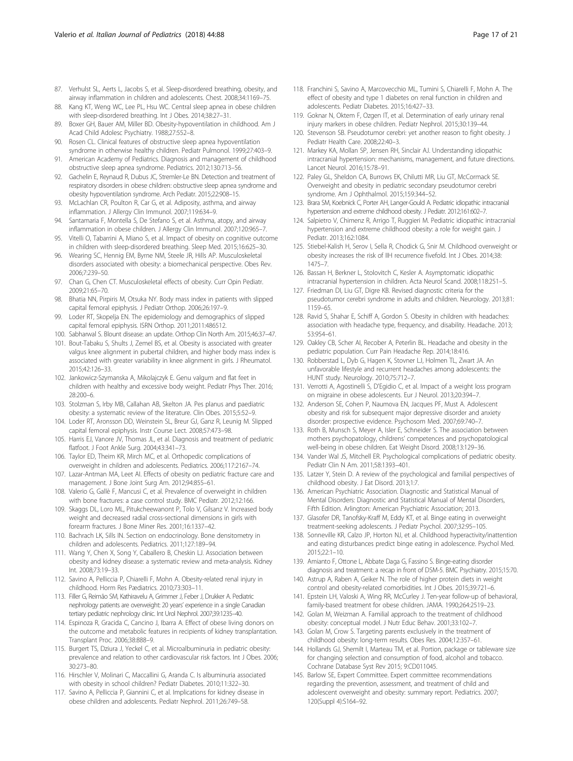87. Verhulst SL, Aerts L, Jacobs S, et al. Sleep-disordered breathing, obesity, and airway inflammation in children and adolescents. Chest. 2008;34:1169–75.
88. Kang KT, Weng WC, Lee PL, Hsu WC. Central sleep apnea in obese children with sleep-disordered breathing. Int J Obes. 2014;38:27–31.
89. Boxer GH, Bauer AM, Miller BD. Obesity-hypoventilation in childhood. Am J Acad Child Adolesc Psychiatry. 1988;27:552–8.
90. Rosen CL. Clinical features of obstructive sleep apnea hypoventilation syndrome in otherwise healthy children. Pediatr Pulmonol. 1999;27:403–9.
91. American Academy of Pediatrics. Diagnosis and management of childhood obstructive sleep apnea syndrome. Pediatrics. 2012;130:713–56.
92. Gachelin E, Reynaud R, Dubus JC, Stremler-Le BN. Detection and treatment of respiratory disorders in obese children: obstructive sleep apnea syndrome and obesity hypoventilation syndrome. Arch Pediatr. 2015;22:908–15.
93. McLachlan CR, Poulton R, Car G, et al. Adiposity, asthma, and airway inflammation. J Allergy Clin Immunol. 2007;119:634–9.
94. Santamaria F, Montella S, De Stefano S, et al. Asthma, atopy, and airway inflammation in obese children. J Allergy Clin Immunol. 2007;120:965–7.
95. Vitelli O, Tabarrini A, Miano S, et al. Impact of obesity on cognitive outcome in children with sleep-disordered breathing. Sleep Med. 2015;16:625–30.
96. Wearing SC, Hennig EM, Byrne NM, Steele JR, Hills AP. Musculoskeletal disorders associated with obesity: a biomechanical perspective. Obes Rev. 2006;7:239–50.
97. Chan G, Chen CT. Musculoskeletal effects of obesity. Curr Opin Pediatr. 2009;21:65–70.
98. Bhatia NN, Pirpiris M, Otsuka NY. Body mass index in patients with slipped capital femoral epiphysis. J Pediatr Orthop. 2006;26:197–9.
99. Loder RT, Skopelja EN. The epidemiology and demographics of slipped capital femoral epiphysis. ISRN Orthop. 2011;2011:486512.
100. Sabharwal S. Blount disease: an update. Orthop Clin North Am. 2015;46:37–47.
101. Bout-Tabaku S, Shults J, Zemel BS, et al. Obesity is associated with greater valgus knee alignment in pubertal children, and higher body mass index is associated with greater variability in knee alignment in girls. J Rheumatol. 2015;42:126–33.
102. Jankowicz-Szymanska A, Mikolajczyk E. Genu valgum and flat feet in children with healthy and excessive body weight. Pediatr Phys Ther. 2016; 28:200–6.
103. Stolzman S, Irby MB, Callahan AB, Skelton JA. Pes planus and paediatric obesity: a systematic review of the literature. Clin Obes. 2015;5:52–9.
104. Loder RT, Aronsson DD, Weinstein SL, Breur GJ, Ganz R, Leunig M. Slipped capital femoral epiphysis. Instr Course Lect. 2008;57:473–98.
105. Harris EJ, Vanore JV, Thomas JL, et al. Diagnosis and treatment of pediatric flatfoot. J Foot Ankle Surg. 2004;43:341–73.
106. Taylor ED, Theim KR, Mirch MC, et al. Orthopedic complications of overweight in children and adolescents. Pediatrics. 2006;117:2167–74.
107. Lazar-Antman MA, Leet AI. Effects of obesity on pediatric fracture care and management. J Bone Joint Surg Am. 2012;94:855–61.
108. Valerio G, Gallè F, Mancusi C, et al. Prevalence of overweight in children with bone fractures: a case control study. BMC Pediatr. 2012;12:166.
109. Skaggs DL, Loro ML, Pitukcheewanont P, Tolo V, Gilsanz V. Increased body weight and decreased radial cross-sectional dimensions in girls with forearm fractures. J Bone Miner Res. 2001;16:1337–42.
110. Bachrach LK, Sills IN. Section on endocrinology. Bone densitometry in children and adolescents. Pediatrics. 2011;127:189–94.
111. Wang Y, Chen X, Song Y, Caballero B, Cheskin LJ. Association between obesity and kidney disease: a systematic review and meta-analysis. Kidney Int. 2008;73:19–33.
112. Savino A, Pelliccia P, Chiarelli F, Mohn A. Obesity-related renal injury in childhood. Horm Res Pædiatrics. 2010;73:303–11.
113. Filler G, Reimão SM, Kathiravelu A, Grimmer J, Feber J, Drukker A. Pediatric nephrology patients are overweight: 20 years' experience in a single Canadian tertiary pediatric nephrology clinic. Int Urol Nephrol. 2007;39:1235–40.
114. Espinoza R, Gracida C, Cancino J, Ibarra A. Effect of obese living donors on the outcome and metabolic features in recipients of kidney transplantation. Transplant Proc. 2006;38:888–9.
115. Burgert TS, Dziura J, Yeckel C, et al. Microalbuminuria in pediatric obesity: prevalence and relation to other cardiovascular risk factors. Int J Obes. 2006; 30:273–80.
116. Hirschler V, Molinari C, Maccallini G, Aranda C. Is albuminuria associated with obesity in school children? Pediatr Diabetes. 2010;11:322–30.
117. Savino A, Pelliccia P, Giannini C, et al. Implications for kidney disease in obese children and adolescents. Pediatr Nephrol. 2011;26:749–58.
118. Franchini S, Savino A, Marcovecchio ML, Tumini S, Chiarelli F, Mohn A. The effect of obesity and type 1 diabetes on renal function in children and adolescents. Pediatr Diabetes. 2015;16:427–33.
119. Goknar N, Oktem F, Ozgen IT, et al. Determination of early urinary renal injury markers in obese children. Pediatr Nephrol. 2015;30:139–44.
120. Stevenson SB. Pseudotumor cerebri: yet another reason to fight obesity. J Pediatr Health Care. 2008;22:40–3.
121. Markey KA, Mollan SP, Jensen RH, Sinclair AJ. Understanding idiopathic intracranial hypertension: mechanisms, management, and future directions. Lancet Neurol. 2016;15:78–91.
122. Paley GL, Sheldon CA, Burrows EK, Chilutti MR, Liu GT, McCormack SE. Overweight and obesity in pediatric secondary pseudotumor cerebri syndrome. Am J Ophthalmol. 2015;159:344–52.
123. Brara SM, Koebnick C, Porter AH, Langer-Gould A. Pediatric idiopathic intracranial hypertension and extreme childhood obesity. J Pediatr. 2012;161:602–7.
124. Salpietro V, Chimenz R, Arrigo T, Ruggieri M. Pediatric idiopathic intracranial hypertension and extreme childhood obesity: a role for weight gain. J Pediatr. 2013;162:1084.
125. Stiebel-Kalish H, Serov I, Sella R, Chodick G, Snir M. Childhood overweight or obesity increases the risk of IIH recurrence fivefold. Int J Obes. 2014;38: 1475–7.
126. Bassan H, Berkner L, Stolovitch C, Kesler A. Asymptomatic idiopathic intracranial hypertension in children. Acta Neurol Scand. 2008;118:251–5.
127. Friedman DI, Liu GT, Digre KB. Revised diagnostic criteria for the pseudotumor cerebri syndrome in adults and children. Neurology. 2013;81: 1159–65.
128. Ravid S, Shahar E, Schiff A, Gordon S. Obesity in children with headaches: association with headache type, frequency, and disability. Headache. 2013; 53:954–61.
129. Oakley CB, Scher AI, Recober A, Peterlin BL. Headache and obesity in the pediatric population. Curr Pain Headache Rep. 2014;18:416.
130. Robberstad L, Dyb G, Hagen K, Stovner LJ, Holmen TL, Zwart JA. An unfavorable lifestyle and recurrent headaches among adolescents: the HUNT study. Neurology. 2010;75:712–7.
131. Verrotti A, Agostinelli S, D'Egidio C, et al. Impact of a weight loss program on migraine in obese adolescents. Eur J Neurol. 2013;20:394–7.
132. Anderson SE, Cohen P, Naumova EN, Jacques PF, Must A. Adolescent obesity and risk for subsequent major depressive disorder and anxiety disorder: prospective evidence. Psychosom Med. 2007;69:740–7.
133. Roth B, Munsch S, Meyer A, Isler E, Schneider S. The association between mothers psychopatology, childrens' competences and psychopathological well-being in obese children. Eat Weight Disord. 2008;13:129–36.
134. Vander Wal JS, Mitchell ER. Psychological complications of pediatric obesity. Pediatr Clin N Am. 2011;58:1393–401.
135. Latzer Y, Stein D. A review of the psychological and familial perspectives of childhood obesity. J Eat Disord. 2013;1:7.
136. American Psychiatric Association. Diagnostic and Statistical Manual of Mental Disorders: Diagnostic and Statistical Manual of Mental Disorders, Fifth Edition. Arlington: American Psychiatric Association; 2013.
137. Glasofer DR, Tanofsky-Kraff M, Eddy KT, et al. Binge eating in overweight treatment-seeking adolescents. J Pediatr Psychol. 2007;32:95–105.
138. Sonneville KR, Calzo JP, Horton NJ, et al. Childhood hyperactivity/inattention and eating disturbances predict binge eating in adolescence. Psychol Med. 2015;22:1–10.
139. Amianto F, Ottone L, Abbate Daga G, Fassino S. Binge-eating disorder diagnosis and treatment: a recap in front of DSM-5. BMC Psychiatry. 2015;15:70.
140. Astrup A, Raben A, Geiker N. The role of higher protein diets in weight control and obesity-related comorbidities. Int J Obes. 2015;39:721–6.
141. Epstein LH, Valoski A, Wing RR, McCurley J. Ten-year follow-up of behavioral, family-based treatment for obese children. JAMA. 1990;264:2519–23.
142. Golan M, Weizman A. Familial approach to the treatment of childhood obesity: conceptual model. J Nutr Educ Behav. 2001;33:102–7.
143. Golan M, Crow S. Targeting parents exclusively in the treatment of childhood obesity: long-term results. Obes Res. 2004;12:357–61.
144. Hollands GJ, Shemilt I, Marteau TM, et al. Portion, package or tableware size for changing selection and consumption of food, alcohol and tobacco. Cochrane Database Syst Rev 2015; 9:CD011045.
145. Barlow SE, Expert Committee. Expert committee recommendations regarding the prevention, assessment, and treatment of child and adolescent overweight and obesity: summary report. Pediatrics. 2007; 120(Suppl 4):S164–92.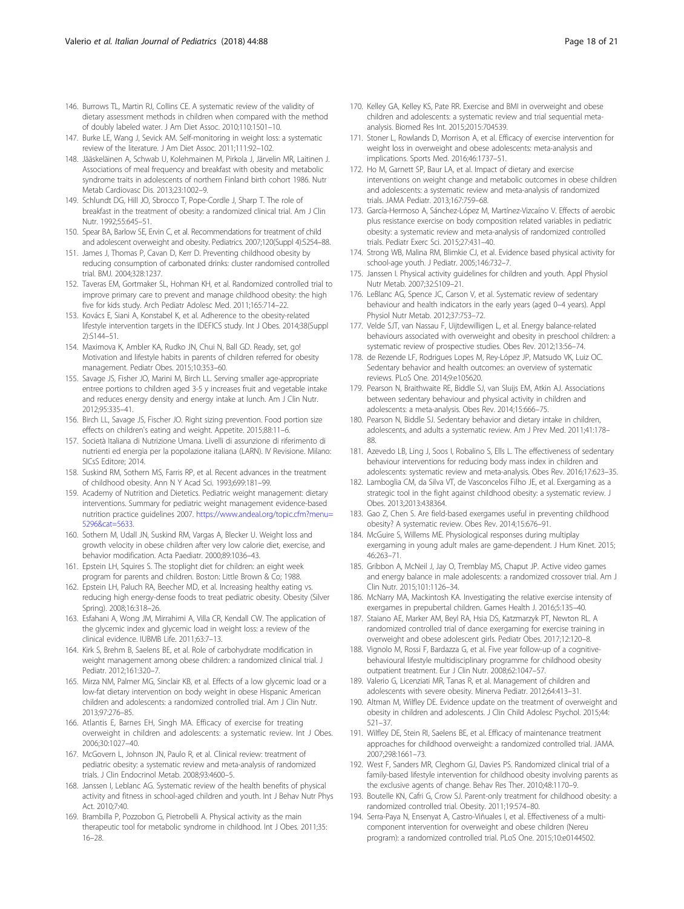146. Burrows TL, Martin RJ, Collins CE. A systematic review of the validity of dietary assessment methods in children when compared with the method of doubly labeled water. J Am Diet Assoc. 2010;110:1501–10.
147. Burke LE, Wang J, Sevick AM. Self-monitoring in weight loss: a systematic review of the literature. J Am Diet Assoc. 2011;111:92–102.
148. Jääskeläinen A, Schwab U, Kolehmainen M, Pirkola J, Järvelin MR, Laitinen J. Associations of meal frequency and breakfast with obesity and metabolic syndrome traits in adolescents of northern Finland birth cohort 1986. Nutr Metab Cardiovasc Dis. 2013;23:1002–9.
149. Schlundt DG, Hill JO, Sbrocco T, Pope-Cordle J, Sharp T. The role of breakfast in the treatment of obesity: a randomized clinical trial. Am J Clin Nutr. 1992;55:645–51.
150. Spear BA, Barlow SE, Ervin C, et al. Recommendations for treatment of child and adolescent overweight and obesity. Pediatrics. 2007;120(Suppl 4):S254–88.
151. James J, Thomas P, Cavan D, Kerr D. Preventing childhood obesity by reducing consumption of carbonated drinks: cluster randomised controlled trial. BMJ. 2004;328:1237.
152. Taveras EM, Gortmaker SL, Hohman KH, et al. Randomized controlled trial to improve primary care to prevent and manage childhood obesity: the high five for kids study. Arch Pediatr Adolesc Med. 2011;165:714–22.
153. Kovács E, Siani A, Konstabel K, et al. Adherence to the obesity-related lifestyle intervention targets in the IDEFICS study. Int J Obes. 2014;38(Suppl 2):S144–51.
154. Maximova K, Ambler KA, Rudko JN, Chui N, Ball GD. Ready, set, go! Motivation and lifestyle habits in parents of children referred for obesity management. Pediatr Obes. 2015;10:353–60.
155. Savage JS, Fisher JO, Marini M, Birch LL. Serving smaller age-appropriate entree portions to children aged 3-5 y increases fruit and vegetable intake and reduces energy density and energy intake at lunch. Am J Clin Nutr. 2012;95:335–41.
156. Birch LL, Savage JS, Fischer JO. Right sizing prevention. Food portion size effects on children's eating and weight. Appetite. 2015;88:11–6.
157. Società Italiana di Nutrizione Umana. Livelli di assunzione di riferimento di nutrienti ed energia per la popolazione italiana (LARN). IV Revisione. Milano: SICsS Editore; 2014.
158. Suskind RM, Sothern MS, Farris RP, et al. Recent advances in the treatment of childhood obesity. Ann N Y Acad Sci. 1993;699:181–99.
159. Academy of Nutrition and Dietetics. Pediatric weight management: dietary interventions. Summary for pediatric weight management evidence-based nutrition practice guidelines 2007. https://www.andeal.org/topic.cfm?menu=5296&cat=5633.
160. Sothern M, Udall JN, Suskind RM, Vargas A, Blecker U. Weight loss and growth velocity in obese children after very low calorie diet, exercise, and behavior modification. Acta Paediatr. 2000;89:1036–43.
161. Epstein LH, Squires S. The stoplight diet for children: an eight week program for parents and children. Boston: Little Brown & Co; 1988.
162. Epstein LH, Paluch RA, Beecher MD, et al. Increasing healthy eating vs. reducing high energy-dense foods to treat pediatric obesity. Obesity (Silver Spring). 2008;16:318–26.
163. Esfahani A, Wong JM, Mirrahimi A, Villa CR, Kendall CW. The application of the glycemic index and glycemic load in weight loss: a review of the clinical evidence. IUBMB Life. 2011;63:7–13.
164. Kirk S, Brehm B, Saelens BE, et al. Role of carbohydrate modification in weight management among obese children: a randomized clinical trial. J Pediatr. 2012;161:320–7.
165. Mirza NM, Palmer MG, Sinclair KB, et al. Effects of a low glycemic load or a low-fat dietary intervention on body weight in obese Hispanic American children and adolescents: a randomized controlled trial. Am J Clin Nutr. 2013;97:276–85.
166. Atlantis E, Barnes EH, Singh MA. Efficacy of exercise for treating overweight in children and adolescents: a systematic review. Int J Obes. 2006;30:1027–40.
167. McGovern L, Johnson JN, Paulo R, et al. Clinical review: treatment of pediatric obesity: a systematic review and meta-analysis of randomized trials. J Clin Endocrinol Metab. 2008;93:4600–5.
168. Janssen I, Leblanc AG. Systematic review of the health benefits of physical activity and fitness in school-aged children and youth. Int J Behav Nutr Phys Act. 2010;7:40.
169. Brambilla P, Pozzobon G, Pietrobelli A. Physical activity as the main therapeutic tool for metabolic syndrome in childhood. Int J Obes. 2011;35:16–28.
170. Kelley GA, Kelley KS, Pate RR. Exercise and BMI in overweight and obese children and adolescents: a systematic review and trial sequential meta-analysis. Biomed Res Int. 2015;2015:704539.
171. Stoner L, Rowlands D, Morrison A, et al. Efficacy of exercise intervention for weight loss in overweight and obese adolescents: meta-analysis and implications. Sports Med. 2016;46:1737–51.
172. Ho M, Garnett SP, Baur LA, et al. Impact of dietary and exercise interventions on weight change and metabolic outcomes in obese children and adolescents: a systematic review and meta-analysis of randomized trials. JAMA Pediatr. 2013;167:759–68.
173. García-Hermoso A, Sánchez-López M, Martínez-Vizcaíno V. Effects of aerobic plus resistance exercise on body composition related variables in pediatric obesity: a systematic review and meta-analysis of randomized controlled trials. Pediatr Exerc Sci. 2015;27:431–40.
174. Strong WB, Malina RM, Blimkie CJ, et al. Evidence based physical activity for school-age youth. J Pediatr. 2005;146:732–7.
175. Janssen I. Physical activity guidelines for children and youth. Appl Physiol Nutr Metab. 2007;32:S109–21.
176. LeBlanc AG, Spence JC, Carson V, et al. Systematic review of sedentary behaviour and health indicators in the early years (aged 0–4 years). Appl Physiol Nutr Metab. 2012;37:753–72.
177. Velde SJT, van Nassau F, Uijtdewilligen L, et al. Energy balance-related behaviours associated with overweight and obesity in preschool children: a systematic review of prospective studies. Obes Rev. 2012;13:56–74.
178. de Rezende LF, Rodrigues Lopes M, Rey-López JP, Matsudo VK, Luiz OC. Sedentary behavior and health outcomes: an overview of systematic reviews. PLoS One. 2014;9:e105620.
179. Pearson N, Braithwaite RE, Biddle SJ, van Sluijs EM, Atkin AJ. Associations between sedentary behaviour and physical activity in children and adolescents: a meta-analysis. Obes Rev. 2014;15:666–75.
180. Pearson N, Biddle SJ. Sedentary behavior and dietary intake in children, adolescents, and adults a systematic review. Am J Prev Med. 2011;41:178–88.
181. Azevedo LB, Ling J, Soos I, Robalino S, Ells L. The effectiveness of sedentary behaviour interventions for reducing body mass index in children and adolescents: systematic review and meta-analysis. Obes Rev. 2016;17:623–35.
182. Lamboglia CM, da Silva VT, de Vasconcelos Filho JE, et al. Exergaming as a strategic tool in the fight against childhood obesity: a systematic review. J Obes. 2013;2013:438364.
183. Gao Z, Chen S. Are field-based exergames useful in preventing childhood obesity? A systematic review. Obes Rev. 2014;15:676–91.
184. McGuire S, Willems ME. Physiological responses during multiplay exergaming in young adult males are game-dependent. J Hum Kinet. 2015;46:263–71.
185. Gribbon A, McNeil J, Jay O, Tremblay MS, Chaput JP. Active video games and energy balance in male adolescents: a randomized crossover trial. Am J Clin Nutr. 2015;101:1126–34.
186. McNarry MA, Mackintosh KA. Investigating the relative exercise intensity of exergames in prepubertal children. Games Health J. 2016;5:135–40.
187. Staiano AE, Marker AM, Beyl RA, Hsia DS, Katzmarzyk PT, Newton RL. A randomized controlled trial of dance exergaming for exercise training in overweight and obese adolescent girls. Pediatr Obes. 2017;12:120–8.
188. Vignolo M, Rossi F, Bardazza G, et al. Five year follow-up of a cognitive-behavioural lifestyle multidisciplinary programme for childhood obesity outpatient treatment. Eur J Clin Nutr. 2008;62:1047–57.
189. Valerio G, Licenziati MR, Tanas R, et al. Management of children and adolescents with severe obesity. Minerva Pediatr. 2012;64:413–31.
190. Altman M, Wilfley DE. Evidence update on the treatment of overweight and obesity in children and adolescents. J Clin Child Adolesc Psychol. 2015;44:521–37.
191. Wilfley DE, Stein RI, Saelens BE, et al. Efficacy of maintenance treatment approaches for childhood overweight: a randomized controlled trial. JAMA. 2007;298:1661–73.
192. West F, Sanders MR, Cleghorn GJ, Davies PS. Randomized clinical trial of a family-based lifestyle intervention for childhood obesity involving parents as the exclusive agents of change. Behav Res Ther. 2010;48:1170–9.
193. Boutelle KN, Cafri G, Crow SJ. Parent-only treatment for childhood obesity: a randomized controlled trial. Obesity. 2011;19:574–80.
194. Serra-Paya N, Ensenyat A, Castro-Viñuales I, et al. Effectiveness of a multi-component intervention for overweight and obese children (Nereu program): a randomized controlled trial. PLoS One. 2015;10:e0144502.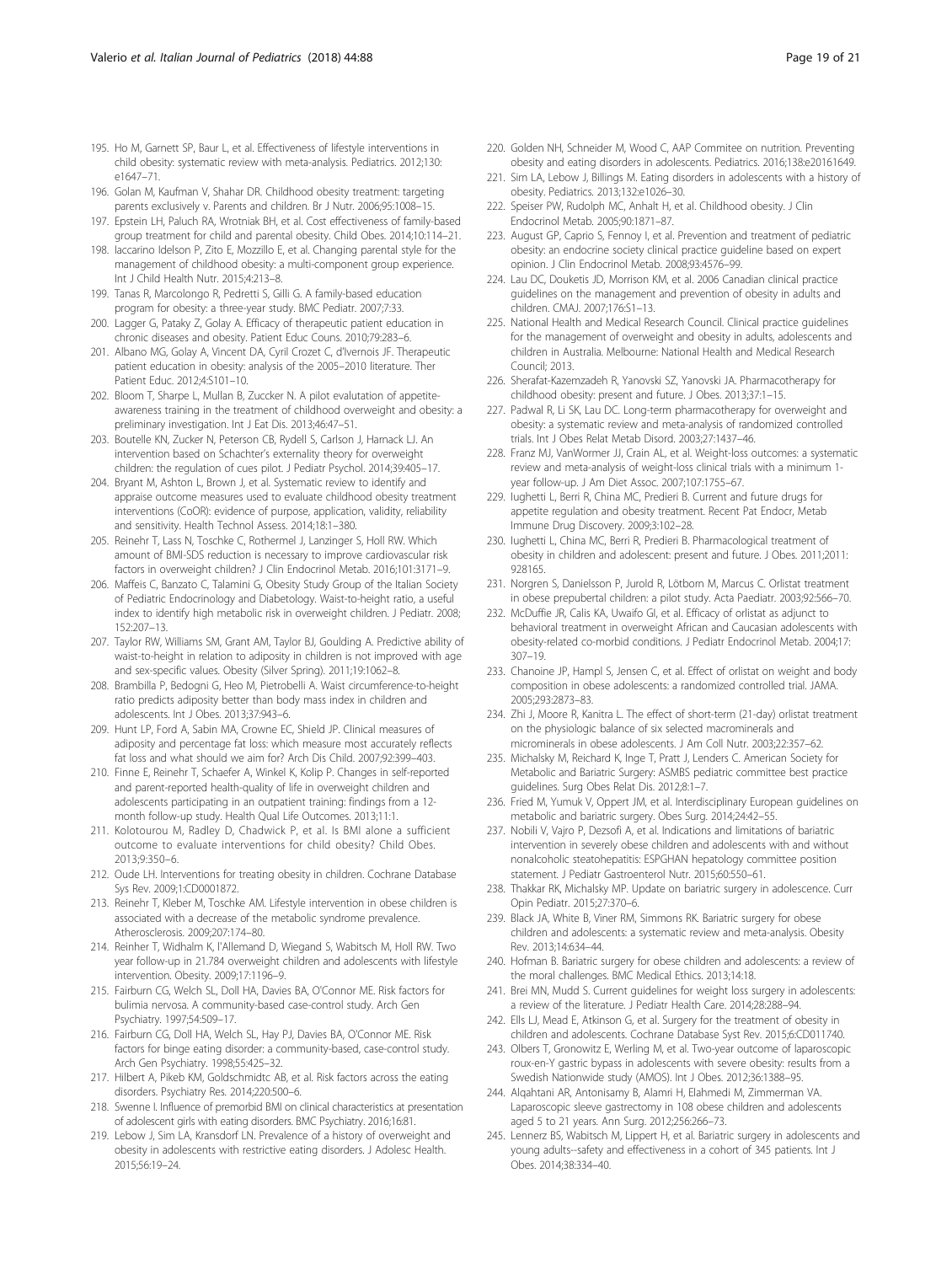195. Ho M, Garnett SP, Baur L, et al. Effectiveness of lifestyle interventions in child obesity: systematic review with meta-analysis. Pediatrics. 2012;130: e1647–71.
196. Golan M, Kaufman V, Shahar DR. Childhood obesity treatment: targeting parents exclusively v. Parents and children. Br J Nutr. 2006;95:1008–15.
197. Epstein LH, Paluch RA, Wrotniak BH, et al. Cost effectiveness of family-based group treatment for child and parental obesity. Child Obes. 2014;10:114–21.
198. Iaccarino Idelson P, Zito E, Mozzillo E, et al. Changing parental style for the management of childhood obesity: a multi-component group experience. Int J Child Health Nutr. 2015;4:213–8.
199. Tanas R, Marcolongo R, Pedretti S, Gilli G. A family-based education program for obesity: a three-year study. BMC Pediatr. 2007;7:33.
200. Lagger G, Pataky Z, Golay A. Efficacy of therapeutic patient education in chronic diseases and obesity. Patient Educ Couns. 2010;79:283–6.
201. Albano MG, Golay A, Vincent DA, Cyril Crozet C, d'Ivernois JF. Therapeutic patient education in obesity: analysis of the 2005–2010 literature. Ther Patient Educ. 2012;4:S101–10.
202. Bloom T, Sharpe L, Mullan B, Zuccker N. A pilot evalutation of appetite-awareness training in the treatment of childhood overweight and obesity: a preliminary investigation. Int J Eat Dis. 2013;46:47–51.
203. Boutelle KN, Zucker N, Peterson CB, Rydell S, Carlson J, Harnack LJ. An intervention based on Schachter's externality theory for overweight children: the regulation of cues pilot. J Pediatr Psychol. 2014;39:405–17.
204. Bryant M, Ashton L, Brown J, et al. Systematic review to identify and appraise outcome measures used to evaluate childhood obesity treatment interventions (CoOR): evidence of purpose, application, validity, reliability and sensitivity. Health Technol Assess. 2014;18:1–380.
205. Reinehr T, Lass N, Toschke C, Rothermel J, Lanzinger S, Holl RW. Which amount of BMI-SDS reduction is necessary to improve cardiovascular risk factors in overweight children? J Clin Endocrinol Metab. 2016;101:3171–9.
206. Maffeis C, Banzato C, Talamini G, Obesity Study Group of the Italian Society of Pediatric Endocrinology and Diabetology. Waist-to-height ratio, a useful index to identify high metabolic risk in overweight children. J Pediatr. 2008; 152:207–13.
207. Taylor RW, Williams SM, Grant AM, Taylor BJ, Goulding A. Predictive ability of waist-to-height in relation to adiposity in children is not improved with age and sex-specific values. Obesity (Silver Spring). 2011;19:1062–8.
208. Brambilla P, Bedogni G, Heo M, Pietrobelli A. Waist circumference-to-height ratio predicts adiposity better than body mass index in children and adolescents. Int J Obes. 2013;37:943–6.
209. Hunt LP, Ford A, Sabin MA, Crowne EC, Shield JP. Clinical measures of adiposity and percentage fat loss: which measure most accurately reflects fat loss and what should we aim for? Arch Dis Child. 2007;92:399–403.
210. Finne E, Reinehr T, Schaefer A, Winkel K, Kolip P. Changes in self-reported and parent-reported health-quality of life in overweight children and adolescents participating in an outpatient training: findings from a 12-month follow-up study. Health Qual Life Outcomes. 2013;11:1.
211. Kolotourou M, Radley D, Chadwick P, et al. Is BMI alone a sufficient outcome to evaluate interventions for child obesity? Child Obes. 2013;9:350–6.
212. Oude LH. Interventions for treating obesity in children. Cochrane Database Sys Rev. 2009;1:CD0001872.
213. Reinehr T, Kleber M, Toschke AM. Lifestyle intervention in obese children is associated with a decrease of the metabolic syndrome prevalence. Atherosclerosis. 2009;207:174–80.
214. Reinher T, Widhalm K, l'Allemand D, Wiegand S, Wabitsch M, Holl RW. Two year follow-up in 21.784 overweight children and adolescents with lifestyle intervention. Obesity. 2009;17:1196–9.
215. Fairburn CG, Welch SL, Doll HA, Davies BA, O'Connor ME. Risk factors for bulimia nervosa. A community-based case-control study. Arch Gen Psychiatry. 1997;54:509–17.
216. Fairburn CG, Doll HA, Welch SL, Hay PJ, Davies BA, O'Connor ME. Risk factors for binge eating disorder: a community-based, case-control study. Arch Gen Psychiatry. 1998;55:425–32.
217. Hilbert A, Pikeb KM, Goldschmidtc AB, et al. Risk factors across the eating disorders. Psychiatry Res. 2014;220:500–6.
218. Swenne I. Influence of premorbid BMI on clinical characteristics at presentation of adolescent girls with eating disorders. BMC Psychiatry. 2016;16:81.
219. Lebow J, Sim LA, Kransdorf LN. Prevalence of a history of overweight and obesity in adolescents with restrictive eating disorders. J Adolesc Health. 2015;56:19–24.
220. Golden NH, Schneider M, Wood C, AAP Commitee on nutrition. Preventing obesity and eating disorders in adolescents. Pediatrics. 2016;138:e20161649.
221. Sim LA, Lebow J, Billings M. Eating disorders in adolescents with a history of obesity. Pediatrics. 2013;132:e1026–30.
222. Speiser PW, Rudolph MC, Anhalt H, et al. Childhood obesity. J Clin Endocrinol Metab. 2005;90:1871–87.
223. August GP, Caprio S, Fennoy I, et al. Prevention and treatment of pediatric obesity: an endocrine society clinical practice guideline based on expert opinion. J Clin Endocrinol Metab. 2008;93:4576–99.
224. Lau DC, Douketis JD, Morrison KM, et al. 2006 Canadian clinical practice guidelines on the management and prevention of obesity in adults and children. CMAJ. 2007;176:S1–13.
225. National Health and Medical Research Council. Clinical practice guidelines for the management of overweight and obesity in adults, adolescents and children in Australia. Melbourne: National Health and Medical Research Council; 2013.
226. Sherafat-Kazemzadeh R, Yanovski SZ, Yanovski JA. Pharmacotherapy for childhood obesity: present and future. J Obes. 2013;37:1–15.
227. Padwal R, Li SK, Lau DC. Long-term pharmacotherapy for overweight and obesity: a systematic review and meta-analysis of randomized controlled trials. Int J Obes Relat Metab Disord. 2003;27:1437–46.
228. Franz MJ, VanWormer JJ, Crain AL, et al. Weight-loss outcomes: a systematic review and meta-analysis of weight-loss clinical trials with a minimum 1-year follow-up. J Am Diet Assoc. 2007;107:1755–67.
229. Iughetti L, Berri R, China MC, Predieri B. Current and future drugs for appetite regulation and obesity treatment. Recent Pat Endocr, Metab Immune Drug Discovery. 2009;3:102–28.
230. Iughetti L, China MC, Berri R, Predieri B. Pharmacological treatment of obesity in children and adolescent: present and future. J Obes. 2011;2011: 928165.
231. Norgren S, Danielsson P, Jurold R, Lötborn M, Marcus C. Orlistat treatment in obese prepubertal children: a pilot study. Acta Paediatr. 2003;92:566–70.
232. McDuffie JR, Calis KA, Uwaifo GI, et al. Efficacy of orlistat as adjunct to behavioral treatment in overweight African and Caucasian adolescents with obesity-related co-morbid conditions. J Pediatr Endocrinol Metab. 2004;17: 307–19.
233. Chanoine JP, Hampl S, Jensen C, et al. Effect of orlistat on weight and body composition in obese adolescents: a randomized controlled trial. JAMA. 2005;293:2873–83.
234. Zhi J, Moore R, Kanitra L. The effect of short-term (21-day) orlistat treatment on the physiologic balance of six selected macrominerals and microminerals in obese adolescents. J Am Coll Nutr. 2003;22:357–62.
235. Michalsky M, Reichard K, Inge T, Pratt J, Lenders C. American Society for Metabolic and Bariatric Surgery: ASMBS pediatric committee best practice guidelines. Surg Obes Relat Dis. 2012;8:1–7.
236. Fried M, Yumuk V, Oppert JM, et al. Interdisciplinary European guidelines on metabolic and bariatric surgery. Obes Surg. 2014;24:42–55.
237. Nobili V, Vajro P, Dezsofi A, et al. Indications and limitations of bariatric intervention in severely obese children and adolescents with and without nonalcoholic steatohepatitis: ESPGHAN hepatology committee position statement. J Pediatr Gastroenterol Nutr. 2015;60:550–61.
238. Thakkar RK, Michalsky MP. Update on bariatric surgery in adolescence. Curr Opin Pediatr. 2015;27:370–6.
239. Black JA, White B, Viner RM, Simmons RK. Bariatric surgery for obese children and adolescents: a systematic review and meta-analysis. Obesity Rev. 2013;14:634–44.
240. Hofman B. Bariatric surgery for obese children and adolescents: a review of the moral challenges. BMC Medical Ethics. 2013;14:18.
241. Brei MN, Mudd S. Current guidelines for weight loss surgery in adolescents: a review of the literature. J Pediatr Health Care. 2014;28:288–94.
242. Ells LJ, Mead E, Atkinson G, et al. Surgery for the treatment of obesity in children and adolescents. Cochrane Database Syst Rev. 2015;6:CD011740.
243. Olbers T, Gronowitz E, Werling M, et al. Two-year outcome of laparoscopic roux-en-Y gastric bypass in adolescents with severe obesity: results from a Swedish Nationwide study (AMOS). Int J Obes. 2012;36:1388–95.
244. Alqahtani AR, Antonisamy B, Alamri H, Elahmedi M, Zimmerman VA. Laparoscopic sleeve gastrectomy in 108 obese children and adolescents aged 5 to 21 years. Ann Surg. 2012;256:266–73.
245. Lennerz BS, Wabitsch M, Lippert H, et al. Bariatric surgery in adolescents and young adults--safety and effectiveness in a cohort of 345 patients. Int J Obes. 2014;38:334–40.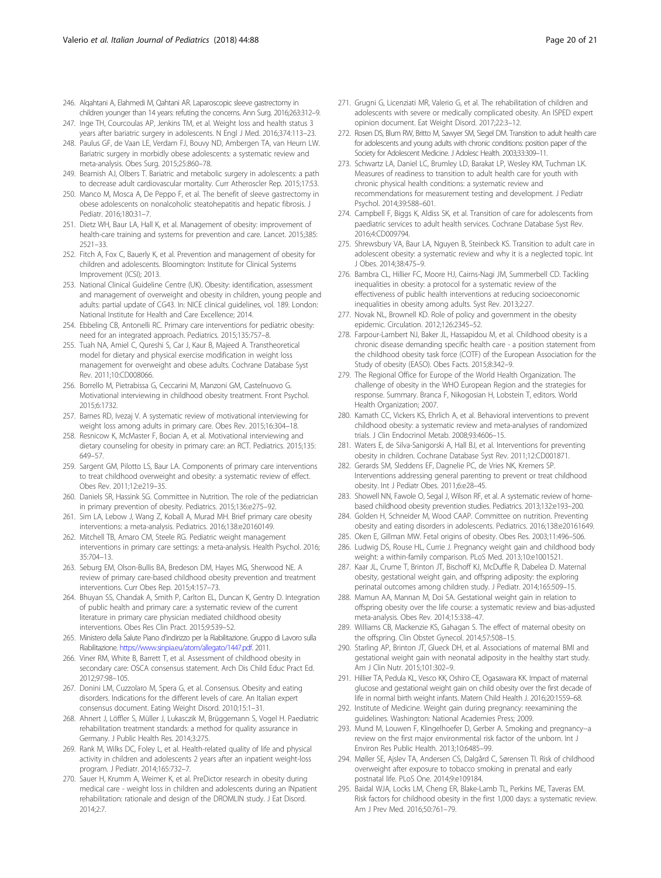246. Alqahtani A, Elahmedi M, Qahtani AR. Laparoscopic sleeve gastrectomy in children younger than 14 years: refuting the concerns. Ann Surg. 2016;263:312–9.
247. Inge TH, Courcoulas AP, Jenkins TM, et al. Weight loss and health status 3 years after bariatric surgery in adolescents. N Engl J Med. 2016;374:113–23.
248. Paulus GF, de Vaan LE, Verdam FJ, Bouvy ND, Ambergen TA, van Heurn LW. Bariatric surgery in morbidly obese adolescents: a systematic review and meta-analysis. Obes Surg. 2015;25:860–78.
249. Beamish AJ, Olbers T. Bariatric and metabolic surgery in adolescents: a path to decrease adult cardiovascular mortality. Curr Atheroscler Rep. 2015;17:53.
250. Manco M, Mosca A, De Peppo F, et al. The benefit of sleeve gastrectomy in obese adolescents on nonalcoholic steatohepatitis and hepatic fibrosis. J Pediatr. 2016;180:31–7.
251. Dietz WH, Baur LA, Hall K, et al. Management of obesity: improvement of health-care training and systems for prevention and care. Lancet. 2015;385:2521–33.
252. Fitch A, Fox C, Bauerly K, et al. Prevention and management of obesity for children and adolescents. Bloomington: Institute for Clinical Systems Improvement (ICSI); 2013.
253. National Clinical Guideline Centre (UK). Obesity: identification, assessment and management of overweight and obesity in children, young people and adults: partial update of CG43. In: NICE clinical guidelines, vol. 189. London: National Institute for Health and Care Excellence; 2014.
254. Ebbeling CB, Antonelli RC. Primary care interventions for pediatric obesity: need for an integrated approach. Pediatrics. 2015;135:757–8.
255. Tuah NA, Amiel C, Qureshi S, Car J, Kaur B, Majeed A. Transtheoretical model for dietary and physical exercise modification in weight loss management for overweight and obese adults. Cochrane Database Syst Rev. 2011;10:CD008066.
256. Borrello M, Pietrabissa G, Ceccarini M, Manzoni GM, Castelnuovo G. Motivational interviewing in childhood obesity treatment. Front Psychol. 2015;6:1732.
257. Barnes RD, Ivezaj V. A systematic review of motivational interviewing for weight loss among adults in primary care. Obes Rev. 2015;16:304–18.
258. Resnicow K, McMaster F, Bocian A, et al. Motivational interviewing and dietary counseling for obesity in primary care: an RCT. Pediatrics. 2015;135:649–57.
259. Sargent GM, Pilotto LS, Baur LA. Components of primary care interventions to treat childhood overweight and obesity: a systematic review of effect. Obes Rev. 2011;12:e219–35.
260. Daniels SR, Hassink SG. Committee in Nutrition. The role of the pediatrician in primary prevention of obesity. Pediatrics. 2015;136:e275–92.
261. Sim LA, Lebow J, Wang Z, Koball A, Murad MH. Brief primary care obesity interventions: a meta-analysis. Pediatrics. 2016;138:e20160149.
262. Mitchell TB, Amaro CM, Steele RG. Pediatric weight management interventions in primary care settings: a meta-analysis. Health Psychol. 2016;35:704–13.
263. Seburg EM, Olson-Bullis BA, Bredeson DM, Hayes MG, Sherwood NE. A review of primary care-based childhood obesity prevention and treatment interventions. Curr Obes Rep. 2015;4:157–73.
264. Bhuyan SS, Chandak A, Smith P, Carlton EL, Duncan K, Gentry D. Integration of public health and primary care: a systematic review of the current literature in primary care physician mediated childhood obesity interventions. Obes Res Clin Pract. 2015;9:539–52.
265. Ministero della Salute Piano d'indirizzo per la Riabilitazione. Gruppo di Lavoro sulla Riabilitazione. https://www.sinpia.eu/atom/allegato/1447.pdf. 2011.
266. Viner RM, White B, Barrett T, et al. Assessment of childhood obesity in secondary care: OSCA consensus statement. Arch Dis Child Educ Pract Ed. 2012;97:98–105.
267. Donini LM, Cuzzolaro M, Spera G, et al. Consensus. Obesity and eating disorders. Indications for the different levels of care. An Italian expert consensus document. Eating Weight Disord. 2010;15:1–31.
268. Ahnert J, Löffler S, Müller J, Lukasczik M, Brüggemann S, Vogel H. Paediatric rehabilitation treatment standards: a method for quality assurance in Germany. J Public Health Res. 2014;3:275.
269. Rank M, Wilks DC, Foley L, et al. Health-related quality of life and physical activity in children and adolescents 2 years after an inpatient weight-loss program. J Pediatr. 2014;165:732–7.
270. Sauer H, Krumm A, Weimer K, et al. PreDictor research in obesity during medical care - weight loss in children and adolescents during an INpatient rehabilitation: rationale and design of the DROMLIN study. J Eat Disord. 2014;2:7.
271. Grugni G, Licenziati MR, Valerio G, et al. The rehabilitation of children and adolescents with severe or medically complicated obesity. An ISPED expert opinion document. Eat Weight Disord. 2017;22:3–12.
272. Rosen DS, Blum RW, Britto M, Sawyer SM, Siegel DM. Transition to adult health care for adolescents and young adults with chronic conditions: position paper of the Society for Adolescent Medicine. J Adolesc Health. 2003;33:309–11.
273. Schwartz LA, Daniel LC, Brumley LD, Barakat LP, Wesley KM, Tuchman LK. Measures of readiness to transition to adult health care for youth with chronic physical health conditions: a systematic review and recommendations for measurement testing and development. J Pediatr Psychol. 2014;39:588–601.
274. Campbell F, Biggs K, Aldiss SK, et al. Transition of care for adolescents from paediatric services to adult health services. Cochrane Database Syst Rev. 2016;4:CD009794.
275. Shrewsbury VA, Baur LA, Nguyen B, Steinbeck KS. Transition to adult care in adolescent obesity: a systematic review and why it is a neglected topic. Int J Obes. 2014;38:475–9.
276. Bambra CL, Hillier FC, Moore HJ, Cairns-Nagi JM, Summerbell CD. Tackling inequalities in obesity: a protocol for a systematic review of the effectiveness of public health interventions at reducing socioeconomic inequalities in obesity among adults. Syst Rev. 2013;2:27.
277. Novak NL, Brownell KD. Role of policy and government in the obesity epidemic. Circulation. 2012;126:2345–52.
278. Farpour-Lambert NJ, Baker JL, Hassapidou M, et al. Childhood obesity is a chronic disease demanding specific health care - a position statement from the childhood obesity task force (COTF) of the European Association for the Study of obesity (EASO). Obes Facts. 2015;8:342–9.
279. The Regional Office for Europe of the World Health Organization. The challenge of obesity in the WHO European Region and the strategies for response. Summary. Branca F, Nikogosian H, Lobstein T, editors. World Health Organization; 2007.
280. Kamath CC, Vickers KS, Ehrlich A, et al. Behavioral interventions to prevent childhood obesity: a systematic review and meta-analyses of randomized trials. J Clin Endocrinol Metab. 2008;93:4606–15.
281. Waters E, de Silva-Sanigorski A, Hall BJ, et al. Interventions for preventing obesity in children. Cochrane Database Syst Rev. 2011;12:CD001871.
282. Gerards SM, Sleddens EF, Dagnelie PC, de Vries NK, Kremers SP. Interventions addressing general parenting to prevent or treat childhood obesity. Int J Pediatr Obes. 2011;6:e28–45.
283. Showell NN, Fawole O, Segal J, Wilson RF, et al. A systematic review of home-based childhood obesity prevention studies. Pediatrics. 2013;132:e193–200.
284. Golden H, Schneider M, Wood CAAP. Committee on nutrition. Preventing obesity and eating disorders in adolescents. Pediatrics. 2016;138:e20161649.
285. Oken E, Gillman MW. Fetal origins of obesity. Obes Res. 2003;11:496–506.
286. Ludwig DS, Rouse HL, Currie J. Pregnancy weight gain and childhood body weight: a within-family comparison. PLoS Med. 2013;10:e1001521.
287. Kaar JL, Crume T, Brinton JT, Bischoff KJ, McDuffie R, Dabelea D. Maternal obesity, gestational weight gain, and offspring adiposity: the exploring perinatal outcomes among children study. J Pediatr. 2014;165:509–15.
288. Mamun AA, Mannan M, Doi SA. Gestational weight gain in relation to offspring obesity over the life course: a systematic review and bias-adjusted meta-analysis. Obes Rev. 2014;15:338–47.
289. Williams CB, Mackenzie KS, Gahagan S. The effect of maternal obesity on the offspring. Clin Obstet Gynecol. 2014;57:508–15.
290. Starling AP, Brinton JT, Glueck DH, et al. Associations of maternal BMI and gestational weight gain with neonatal adiposity in the healthy start study. Am J Clin Nutr. 2015;101:302–9.
291. Hillier TA, Pedula KL, Vesco KK, Oshiro CE, Ogasawara KK. Impact of maternal glucose and gestational weight gain on child obesity over the first decade of life in normal birth weight infants. Matern Child Health J. 2016;20:1559–68.
292. Institute of Medicine. Weight gain during pregnancy: reexamining the guidelines. Washington: National Academies Press; 2009.
293. Mund M, Louwen F, Klingelhoefer D, Gerber A. Smoking and pregnancy--a review on the first major environmental risk factor of the unborn. Int J Environ Res Public Health. 2013;10:6485–99.
294. Møller SE, Ajslev TA, Andersen CS, Dalgård C, Sørensen TI. Risk of childhood overweight after exposure to tobacco smoking in prenatal and early postnatal life. PLoS One. 2014;9:e109184.
295. Baidal WJA, Locks LM, Cheng ER, Blake-Lamb TL, Perkins ME, Taveras EM. Risk factors for childhood obesity in the first 1,000 days: a systematic review. Am J Prev Med. 2016;50:761–79.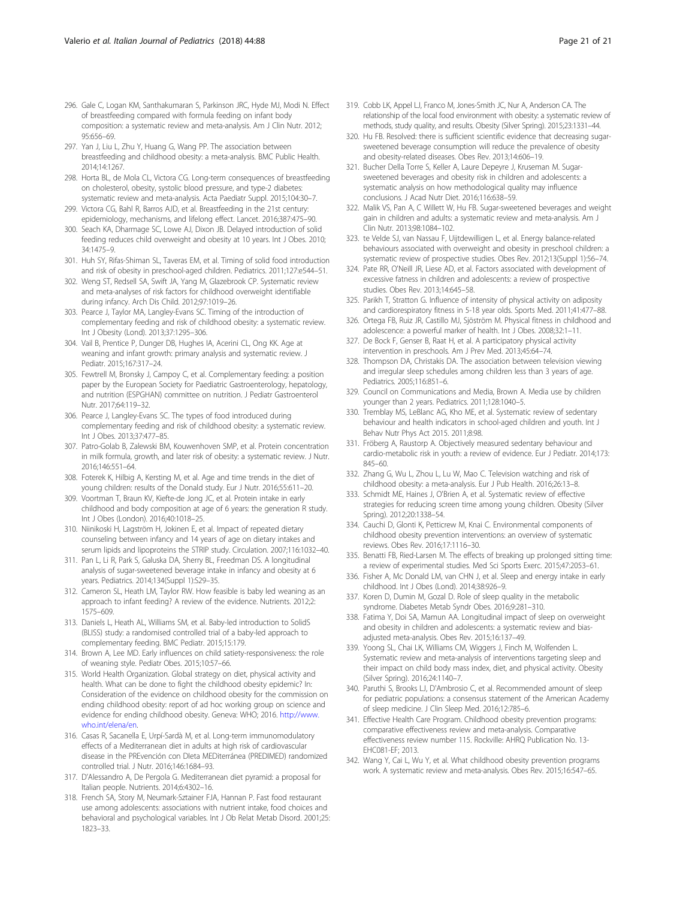296. Gale C, Logan KM, Santhakumaran S, Parkinson JRC, Hyde MJ, Modi N. Effect of breastfeeding compared with formula feeding on infant body composition: a systematic review and meta-analysis. Am J Clin Nutr. 2012; 95:656–69.
297. Yan J, Liu L, Zhu Y, Huang G, Wang PP. The association between breastfeeding and childhood obesity: a meta-analysis. BMC Public Health. 2014;14:1267.
298. Horta BL, de Mola CL, Victora CG. Long-term consequences of breastfeeding on cholesterol, obesity, systolic blood pressure, and type-2 diabetes: systematic review and meta-analysis. Acta Paediatr Suppl. 2015;104:30–7.
299. Victora CG, Bahl R, Barros AJD, et al. Breastfeeding in the 21st century: epidemiology, mechanisms, and lifelong effect. Lancet. 2016;387:475–90.
300. Seach KA, Dharmage SC, Lowe AJ, Dixon JB. Delayed introduction of solid feeding reduces child overweight and obesity at 10 years. Int J Obes. 2010; 34:1475–9.
301. Huh SY, Rifas-Shiman SL, Taveras EM, et al. Timing of solid food introduction and risk of obesity in preschool-aged children. Pediatrics. 2011;127:e544–51.
302. Weng ST, Redsell SA, Swift JA, Yang M, Glazebrook CP. Systematic review and meta-analyses of risk factors for childhood overweight identifiable during infancy. Arch Dis Child. 2012;97:1019–26.
303. Pearce J, Taylor MA, Langley-Evans SC. Timing of the introduction of complementary feeding and risk of childhood obesity: a systematic review. Int J Obesity (Lond). 2013;37:1295–306.
304. Vail B, Prentice P, Dunger DB, Hughes IA, Acerini CL, Ong KK. Age at weaning and infant growth: primary analysis and systematic review. J Pediatr. 2015;167:317–24.
305. Fewtrell M, Bronsky J, Campoy C, et al. Complementary feeding: a position paper by the European Society for Paediatric Gastroenterology, hepatology, and nutrition (ESPGHAN) committee on nutrition. J Pediatr Gastroenterol Nutr. 2017;64:119–32.
306. Pearce J, Langley-Evans SC. The types of food introduced during complementary feeding and risk of childhood obesity: a systematic review. Int J Obes. 2013;37:477–85.
307. Patro-Golab B, Zalewski BM, Kouwenhoven SMP, et al. Protein concentration in milk formula, growth, and later risk of obesity: a systematic review. J Nutr. 2016;146:551–64.
308. Foterek K, Hilbig A, Kersting M, et al. Age and time trends in the diet of young children: results of the Donald study. Eur J Nutr. 2016;55:611–20.
309. Voortman T, Braun KV, Kiefte-de Jong JC, et al. Protein intake in early childhood and body composition at age of 6 years: the generation R study. Int J Obes (London). 2016;40:1018–25.
310. Niinikoski H, Lagström H, Jokinen E, et al. Impact of repeated dietary counseling between infancy and 14 years of age on dietary intakes and serum lipids and lipoproteins the STRIP study. Circulation. 2007;116:1032–40.
311. Pan L, Li R, Park S, Galuska DA, Sherry BL, Freedman DS. A longitudinal analysis of sugar-sweetened beverage intake in infancy and obesity at 6 years. Pediatrics. 2014;134(Suppl 1):S29–35.
312. Cameron SL, Heath LM, Taylor RW. How feasible is baby led weaning as an approach to infant feeding? A review of the evidence. Nutrients. 2012;2: 1575–609.
313. Daniels L, Heath AL, Williams SM, et al. Baby-led introduction to SolidS (BLISS) study: a randomised controlled trial of a baby-led approach to complementary feeding. BMC Pediatr. 2015;15:179.
314. Brown A, Lee MD. Early influences on child satiety-responsiveness: the role of weaning style. Pediatr Obes. 2015;10:57–66.
315. World Health Organization. Global strategy on diet, physical activity and health. What can be done to fight the childhood obesity epidemic? In: Consideration of the evidence on childhood obesity for the commission on ending childhood obesity: report of ad hoc working group on science and evidence for ending childhood obesity. Geneva: WHO; 2016. http://www.who.int/elena/en.
316. Casas R, Sacanella E, Urpí-Sardà M, et al. Long-term immunomodulatory effects of a Mediterranean diet in adults at high risk of cardiovascular disease in the PREvención con DIeta MEDiterránea (PREDIMED) randomized controlled trial. J Nutr. 2016;146:1684–93.
317. D'Alessandro A, De Pergola G. Mediterranean diet pyramid: a proposal for Italian people. Nutrients. 2014;6:4302–16.
318. French SA, Story M, Neumark-Sztainer FJA, Hannan P. Fast food restaurant use among adolescents: associations with nutrient intake, food choices and behavioral and psychological variables. Int J Ob Relat Metab Disord. 2001;25: 1823–33.
319. Cobb LK, Appel LJ, Franco M, Jones-Smith JC, Nur A, Anderson CA. The relationship of the local food environment with obesity: a systematic review of methods, study quality, and results. Obesity (Silver Spring). 2015;23:1331–44.
320. Hu FB. Resolved: there is sufficient scientific evidence that decreasing sugar-sweetened beverage consumption will reduce the prevalence of obesity and obesity-related diseases. Obes Rev. 2013;14:606–19.
321. Bucher Della Torre S, Keller A, Laure Depeyre J, Kruseman M. Sugar-sweetened beverages and obesity risk in children and adolescents: a systematic analysis on how methodological quality may influence conclusions. J Acad Nutr Diet. 2016;116:638–59.
322. Malik VS, Pan A, C Willett W, Hu FB. Sugar-sweetened beverages and weight gain in children and adults: a systematic review and meta-analysis. Am J Clin Nutr. 2013;98:1084–102.
323. te Velde SJ, van Nassau F, Uijtdewilligen L, et al. Energy balance-related behaviours associated with overweight and obesity in preschool children: a systematic review of prospective studies. Obes Rev. 2012;13(Suppl 1):56–74.
324. Pate RR, O'Neill JR, Liese AD, et al. Factors associated with development of excessive fatness in children and adolescents: a review of prospective studies. Obes Rev. 2013;14:645–58.
325. Parikh T, Stratton G. Influence of intensity of physical activity on adiposity and cardiorespiratory fitness in 5-18 year olds. Sports Med. 2011;41:477–88.
326. Ortega FB, Ruiz JR, Castillo MJ, Sjöström M. Physical fitness in childhood and adolescence: a powerful marker of health. Int J Obes. 2008;32:1–11.
327. De Bock F, Genser B, Raat H, et al. A participatory physical activity intervention in preschools. Am J Prev Med. 2013;45:64–74.
328. Thompson DA, Christakis DA. The association between television viewing and irregular sleep schedules among children less than 3 years of age. Pediatrics. 2005;116:851–6.
329. Council on Communications and Media, Brown A. Media use by children younger than 2 years. Pediatrics. 2011;128:1040–5.
330. Tremblay MS, LeBlanc AG, Kho ME, et al. Systematic review of sedentary behaviour and irregular sleep and health indicators in school-aged children and youth. Int J Behav Nutr Phys Act 2015. 2011;8:98.
331. Fröberg A, Raustorp A. Objectively measured sedentary behaviour and cardio-metabolic risk in youth: a review of evidence. Eur J Pediatr. 2014;173: 845–60.
332. Zhang G, Wu L, Zhou L, Lu W, Mao C. Television watching and risk of childhood obesity: a meta-analysis. Eur J Pub Health. 2016;26:13–8.
333. Schmidt ME, Haines J, O'Brien A, et al. Systematic review of effective strategies for reducing screen time among young children. Obesity (Silver Spring). 2012;20:1338–54.
334. Cauchi D, Glonti K, Petticrew M, Knai C. Environmental components of childhood obesity prevention interventions: an overview of systematic reviews. Obes Rev. 2016;17:1116–30.
335. Benatti FB, Ried-Larsen M. The effects of breaking up prolonged sitting time: a review of experimental studies. Med Sci Sports Exerc. 2015;47:2053–61.
336. Fisher A, Mc Donald LM, van CHN J, et al. Sleep and energy intake in early childhood. Int J Obes (Lond). 2014;38:926–9.
337. Koren D, Dumin M, Gozal D. Role of sleep quality in the metabolic syndrome. Diabetes Metab Syndr Obes. 2016;9:281–310.
338. Fatima Y, Doi SA, Mamun AA. Longitudinal impact of sleep on overweight and obesity in children and adolescents: a systematic review and bias-adjusted meta-analysis. Obes Rev. 2015;16:137–49.
339. Yoong SL, Chai LK, Williams CM, Wiggers J, Finch M, Wolfenden L. Systematic review and meta-analysis of interventions targeting sleep and their impact on child body mass index, diet, and physical activity. Obesity (Silver Spring). 2016;24:1140–7.
340. Paruthi S, Brooks LJ, D'Ambrosio C, et al. Recommended amount of sleep for pediatric populations: a consensus statement of the American Academy of sleep medicine. J Clin Sleep Med. 2016;12:785–6.
341. Effective Health Care Program. Childhood obesity prevention programs: comparative effectiveness review and meta-analysis. Comparative effectiveness review number 115. Rockville: AHRQ Publication No. 13-EHC081-EF; 2013.
342. Wang Y, Cai L, Wu Y, et al. What childhood obesity prevention programs work. A systematic review and meta-analysis. Obes Rev. 2015;16:547–65.